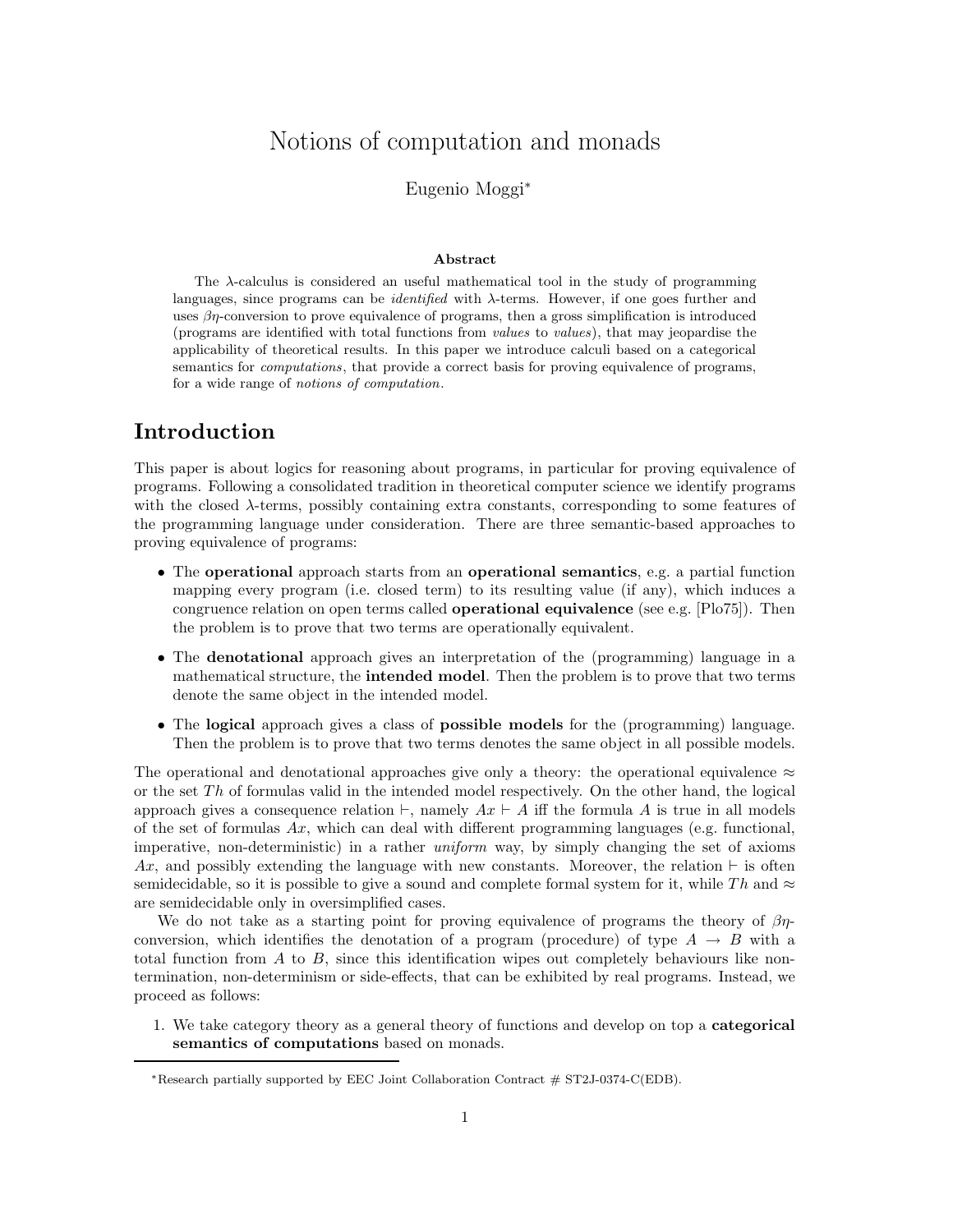# Notions of computation and monads

Eugenio Moggi*

### Abstract

The $\lambda$-calculus is considered an useful mathematical tool in the study of programming languages, since programs can be *identified* with $\lambda$-terms. However, if one goes further and uses $\beta\eta$-conversion to prove equivalence of programs, then a gross simplification is introduced (programs are identified with total functions from *values* to *values*), that may jeopardise the applicability of theoretical results. In this paper we introduce calculi based on a categorical semantics for *computations*, that provide a correct basis for proving equivalence of programs, for a wide range of *notions of computation*.

## Introduction

This paper is about logics for reasoning about programs, in particular for proving equivalence of programs. Following a consolidated tradition in theoretical computer science we identify programs with the closed $\lambda$-terms, possibly containing extra constants, corresponding to some features of the programming language under consideration. There are three semantic-based approaches to proving equivalence of programs:

- The **operational** approach starts from an **operational semantics**, e.g. a partial function mapping every program (i.e. closed term) to its resulting value (if any), which induces a congruence relation on open terms called **operational equivalence** (see e.g. [Plo75]). Then the problem is to prove that two terms are operationally equivalent.
- The **denotational** approach gives an interpretation of the (programming) language in a mathematical structure, the **intended model**. Then the problem is to prove that two terms denote the same object in the intended model.
- The **logical** approach gives a class of **possible models** for the (programming) language. Then the problem is to prove that two terms denotes the same object in all possible models.

The operational and denotational approaches give only a theory: the operational equivalence $\approx$ or the set $Th$ of formulas valid in the intended model respectively. On the other hand, the logical approach gives a consequence relation $\vdash$, namely $Ax \vdash A$ iff the formula $A$ is true in all models of the set of formulas $Ax$, which can deal with different programming languages (e.g. functional, imperative, non-deterministic) in a rather *uniform* way, by simply changing the set of axioms $Ax$, and possibly extending the language with new constants. Moreover, the relation $\vdash$ is often semidecidable, so it is possible to give a sound and complete formal system for it, while $Th$ and $\approx$ are semidecidable only in oversimplified cases.

We do not take as a starting point for proving equivalence of programs the theory of $\beta\eta$-conversion, which identifies the denotation of a program (procedure) of type $A \to B$ with a total function from $A$ to $B$, since this identification wipes out completely behaviours like non-termination, non-determinism or side-effects, that can be exhibited by real programs. Instead, we proceed as follows:

1. We take category theory as a general theory of functions and develop on top a **categorical semantics of computations** based on monads.

*Research partially supported by EEC Joint Collaboration Contract # ST2J-0374-C(EDB).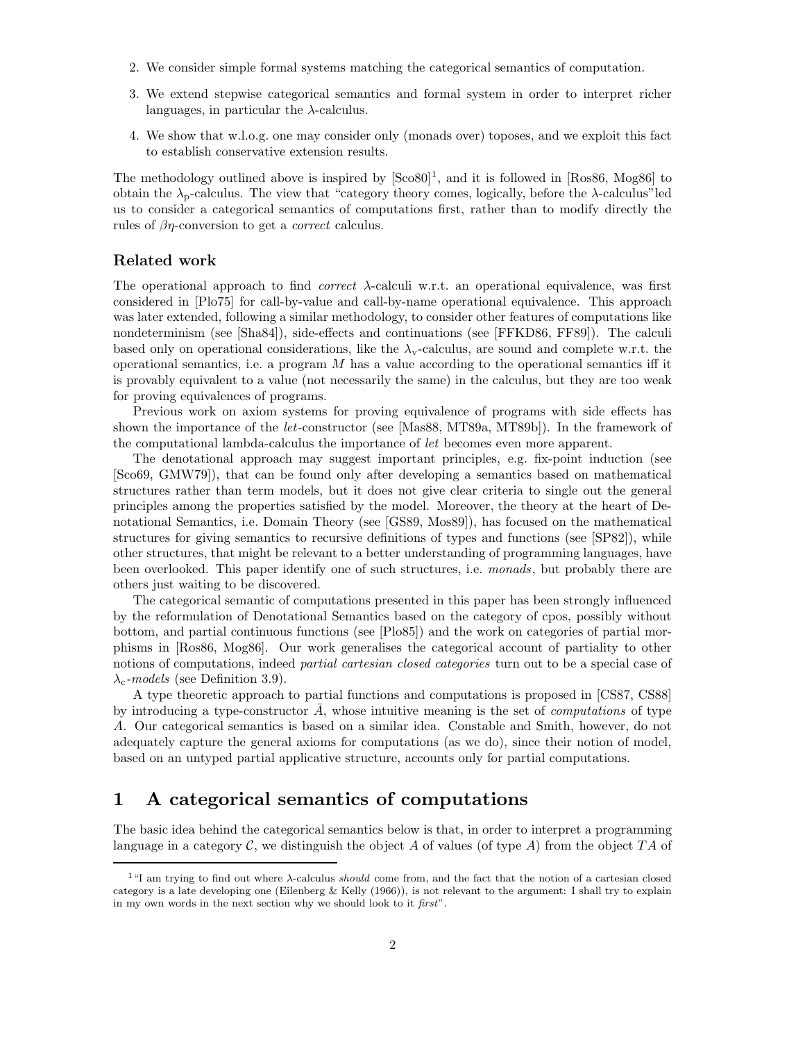2. We consider simple formal systems matching the categorical semantics of computation.
3. We extend stepwise categorical semantics and formal system in order to interpret richer languages, in particular the $\lambda$-calculus.
4. We show that w.l.o.g. one may consider only (monads over) toposes, and we exploit this fact to establish conservative extension results.

The methodology outlined above is inspired by [Sco80][1], and it is followed in [Ros86, Mog86] to obtain the $\lambda_p$-calculus. The view that "category theory comes, logically, before the $\lambda$-calculus"led us to consider a categorical semantics of computations first, rather than to modify directly the rules of $\beta\eta$-conversion to get a *correct* calculus.

### Related work

The operational approach to find *correct* $\lambda$-calculi w.r.t. an operational equivalence, was first considered in [Plo75] for call-by-value and call-by-name operational equivalence. This approach was later extended, following a similar methodology, to consider other features of computations like nondeterminism (see [Sha84]), side-effects and continuations (see [FFKD86, FF89]). The calculi based only on operational considerations, like the $\lambda_v$-calculus, are sound and complete w.r.t. the operational semantics, i.e. a program $M$ has a value according to the operational semantics iff it is provably equivalent to a value (not necessarily the same) in the calculus, but they are too weak for proving equivalences of programs.

Previous work on axiom systems for proving equivalence of programs with side effects has shown the importance of the *let*-constructor (see [Mas88, MT89a, MT89b]). In the framework of the computational lambda-calculus the importance of *let* becomes even more apparent.

The denotational approach may suggest important principles, e.g. fix-point induction (see [Sco69, GMW79]), that can be found only after developing a semantics based on mathematical structures rather than term models, but it does not give clear criteria to single out the general principles among the properties satisfied by the model. Moreover, the theory at the heart of Denotational Semantics, i.e. Domain Theory (see [GS89, Mos89]), has focused on the mathematical structures for giving semantics to recursive definitions of types and functions (see [SP82]), while other structures, that might be relevant to a better understanding of programming languages, have been overlooked. This paper identify one of such structures, i.e. *monads*, but probably there are others just waiting to be discovered.

The categorical semantic of computations presented in this paper has been strongly influenced by the reformulation of Denotational Semantics based on the category of cpos, possibly without bottom, and partial continuous functions (see [Plo85]) and the work on categories of partial morphisms in [Ros86, Mog86]. Our work generalises the categorical account of partiality to other notions of computations, indeed *partial cartesian closed categories* turn out to be a special case of $\lambda_c$-*models* (see Definition 3.9).

A type theoretic approach to partial functions and computations is proposed in [CS87, CS88] by introducing a type-constructor $\bar{A}$, whose intuitive meaning is the set of *computations* of type $A$. Our categorical semantics is based on a similar idea. Constable and Smith, however, do not adequately capture the general axioms for computations (as we do), since their notion of model, based on an untyped partial applicative structure, accounts only for partial computations.

## 1 A categorical semantics of computations

The basic idea behind the categorical semantics below is that, in order to interpret a programming language in a category $\mathcal{C}$, we distinguish the object $A$ of values (of type $A$) from the object $TA$ of

[1] "I am trying to find out where $\lambda$-calculus *should* come from, and the fact that the notion of a cartesian closed category is a late developing one (Eilenberg & Kelly (1966)), is not relevant to the argument: I shall try to explain in my own words in the next section why we should look to it *first*".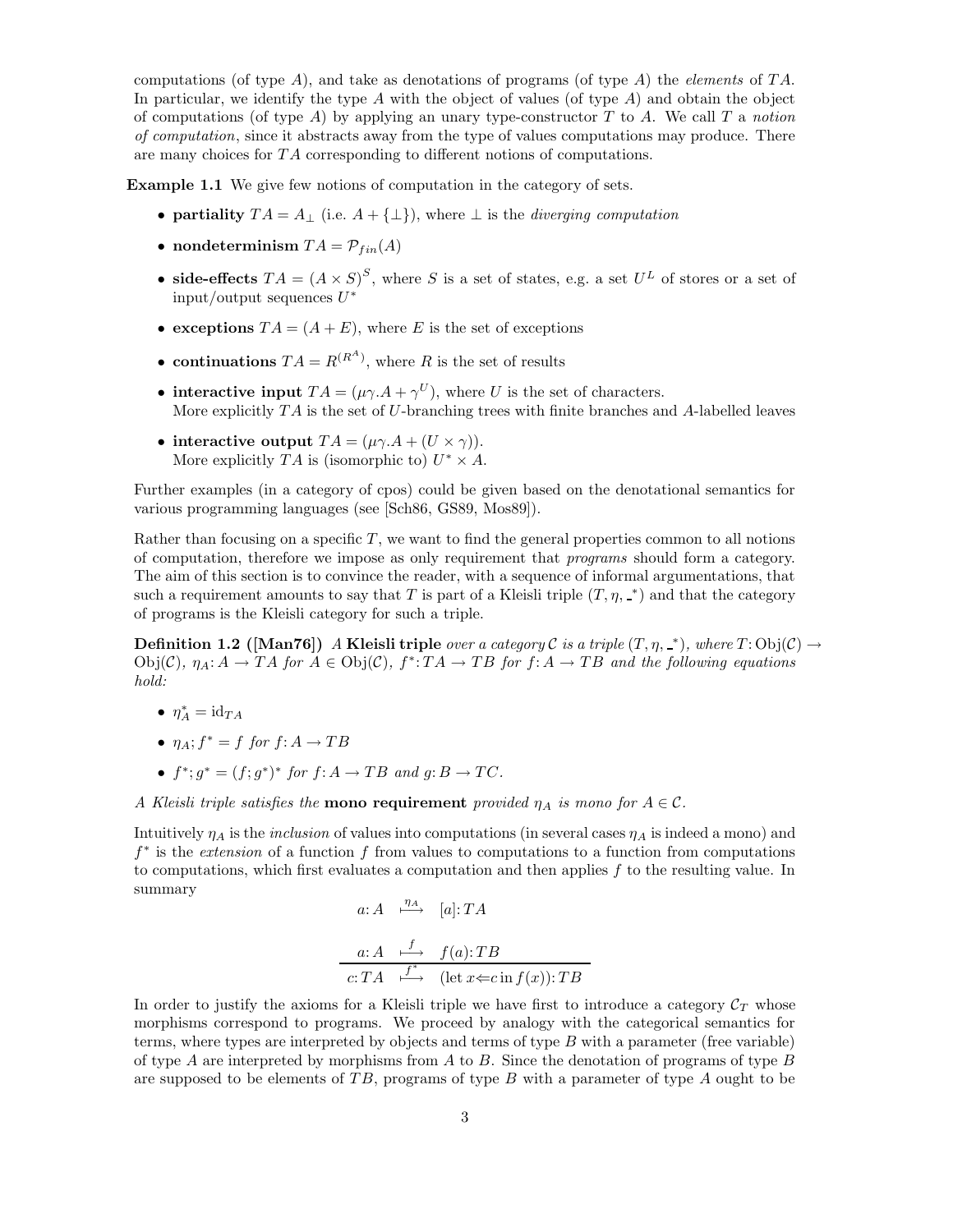computations (of type $A$), and take as denotations of programs (of type $A$) the *elements* of $TA$. In particular, we identify the type $A$ with the object of values (of type $A$) and obtain the object of computations (of type $A$) by applying an unary type-constructor $T$ to $A$. We call $T$ a *notion of computation*, since it abstracts away from the type of values computations may produce. There are many choices for $TA$ corresponding to different notions of computations.

**Example 1.1** We give few notions of computation in the category of sets.

- **partiality** $TA = A_\bot$ (i.e. $A + \{\bot\}$), where $\bot$ is the *diverging computation*
- **nondeterminism** $TA = \mathcal{P}_{fin}(A)$
- **side-effects** $TA = (A \times S)^S$, where $S$ is a set of states, e.g. a set $U^L$ of stores or a set of input/output sequences $U^*$
- **exceptions** $TA = (A + E)$, where $E$ is the set of exceptions
- **continuations** $TA = R^{(R^A)}$, where $R$ is the set of results
- **interactive input** $TA = (\mu\gamma.A + \gamma^U)$, where $U$ is the set of characters.
  More explicitly $TA$ is the set of $U$-branching trees with finite branches and $A$-labelled leaves
- **interactive output** $TA = (\mu\gamma.A + (U \times \gamma))$.
  More explicitly $TA$ is (isomorphic to) $U^* \times A$.

Further examples (in a category of cpos) could be given based on the denotational semantics for various programming languages (see [Sch86, GS89, Mos89]).

Rather than focusing on a specific $T$, we want to find the general properties common to all notions of computation, therefore we impose as only requirement that *programs* should form a category. The aim of this section is to convince the reader, with a sequence of informal argumentations, that such a requirement amounts to say that $T$ is part of a Kleisli triple $(T, \eta, \_^*)$ and that the category of programs is the Kleisli category for such a triple.

**Definition 1.2 ([Man76])** *A* **Kleisli triple** *over a category* $\mathcal{C}$ *is a triple* $(T, \eta, \_^*)$*, where* $T: \mathrm{Obj}(\mathcal{C}) \to \mathrm{Obj}(\mathcal{C})$*,* $\eta_A: A \to TA$ *for* $A \in \mathrm{Obj}(\mathcal{C})$*,* $f^*: TA \to TB$ *for* $f: A \to TB$ *and the following equations hold:*

- $\eta_A^* = \mathrm{id}_{TA}$
- $\eta_A; f^* = f$ *for* $f: A \to TB$
- $f^*; g^* = (f; g^*)^*$ *for* $f: A \to TB$ *and* $g: B \to TC$.

*A Kleisli triple satisfies the* **mono requirement** *provided* $\eta_A$ *is mono for* $A \in \mathcal{C}$.

Intuitively $\eta_A$ is the *inclusion* of values into computations (in several cases $\eta_A$ is indeed a mono) and $f^*$ is the *extension* of a function $f$ from values to computations to a function from computations to computations, which first evaluates a computation and then applies $f$ to the resulting value. In summary

$$a: A \overset{\eta_A}{\longmapsto} [a]: TA$$

$$\frac{a: A \overset{f}{\longmapsto} f(a): TB}{c: TA \overset{f^*}{\longmapsto} (\mathrm{let}\, x \Leftarrow c \,\mathrm{in}\, f(x)): TB}$$

In order to justify the axioms for a Kleisli triple we have first to introduce a category $\mathcal{C}_T$ whose morphisms correspond to programs. We proceed by analogy with the categorical semantics for terms, where types are interpreted by objects and terms of type $B$ with a parameter (free variable) of type $A$ are interpreted by morphisms from $A$ to $B$. Since the denotation of programs of type $B$ are supposed to be elements of $TB$, programs of type $B$ with a parameter of type $A$ ought to be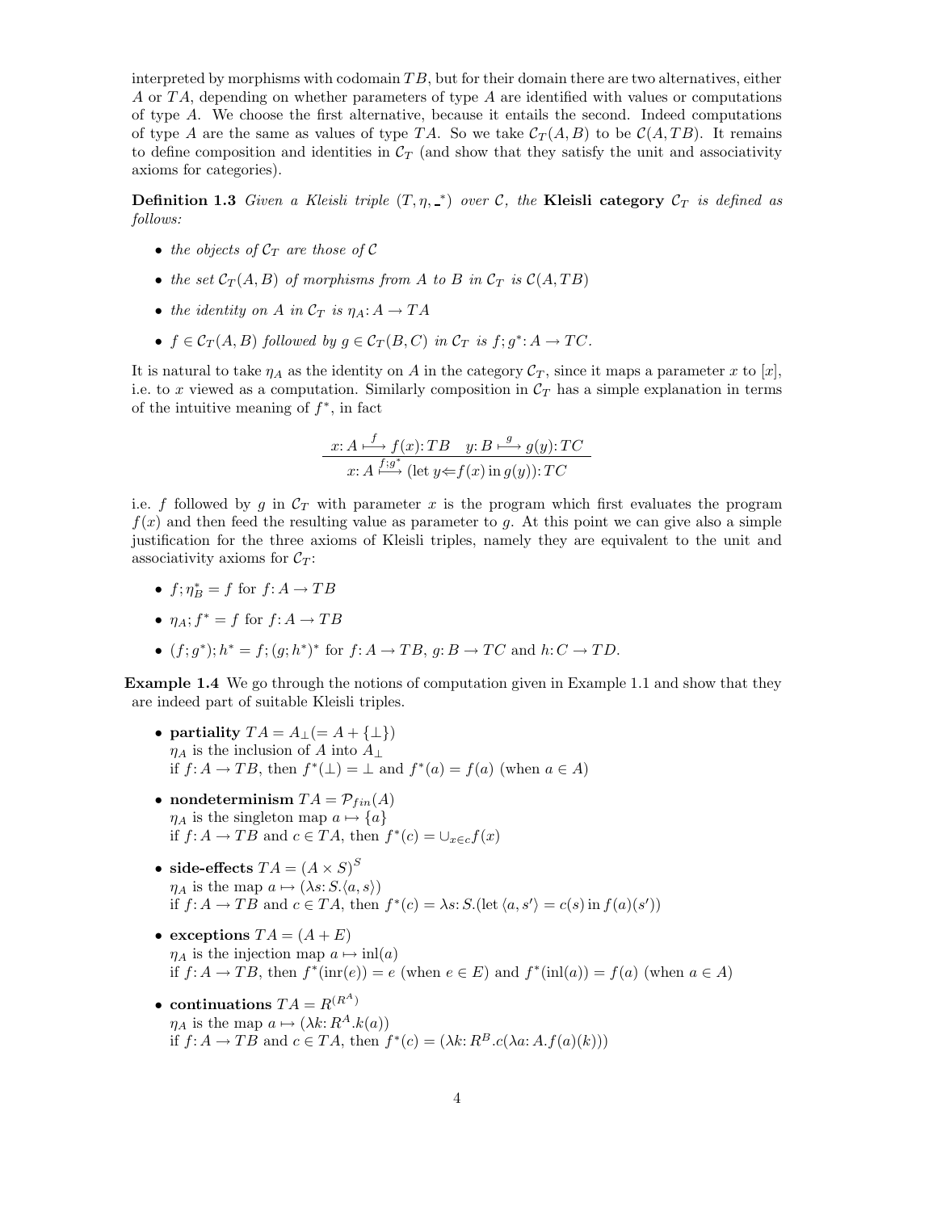interpreted by morphisms with codomain $TB$, but for their domain there are two alternatives, either $A$ or $TA$, depending on whether parameters of type $A$ are identified with values or computations of type $A$. We choose the first alternative, because it entails the second. Indeed computations of type $A$ are the same as values of type $TA$. So we take $\mathcal{C}_T(A, B)$ to be $\mathcal{C}(A, TB)$. It remains to define composition and identities in $\mathcal{C}_T$ (and show that they satisfy the unit and associativity axioms for categories).

**Definition 1.3** *Given a Kleisli triple $(T, \eta, \_^*)$ over $\mathcal{C}$, the* **Kleisli category** *$\mathcal{C}_T$ is defined as follows:*

- *the objects of $\mathcal{C}_T$ are those of $\mathcal{C}$*
- *the set $\mathcal{C}_T(A, B)$ of morphisms from $A$ to $B$ in $\mathcal{C}_T$ is $\mathcal{C}(A, TB)$*
- *the identity on $A$ in $\mathcal{C}_T$ is $\eta_A: A \to TA$*
- *$f \in \mathcal{C}_T(A, B)$ followed by $g \in \mathcal{C}_T(B, C)$ in $\mathcal{C}_T$ is $f; g^*: A \to TC$.*

It is natural to take $\eta_A$ as the identity on $A$ in the category $\mathcal{C}_T$, since it maps a parameter $x$ to $[x]$, i.e. to $x$ viewed as a computation. Similarly composition in $\mathcal{C}_T$ has a simple explanation in terms of the intuitive meaning of $f^*$, in fact

$$\frac{x: A \overset{f}{\longmapsto} f(x): TB \quad y: B \overset{g}{\longmapsto} g(y): TC}{x: A \overset{f;g^*}{\longmapsto} (\mathrm{let}\, y \Leftarrow f(x) \,\mathrm{in}\, g(y)): TC}$$

i.e. $f$ followed by $g$ in $\mathcal{C}_T$ with parameter $x$ is the program which first evaluates the program $f(x)$ and then feed the resulting value as parameter to $g$. At this point we can give also a simple justification for the three axioms of Kleisli triples, namely they are equivalent to the unit and associativity axioms for $\mathcal{C}_T$:

- $f; \eta_B^* = f$ for $f: A \to TB$
- $\eta_A; f^* = f$ for $f: A \to TB$
- $(f; g^*); h^* = f; (g; h^*)^*$ for $f: A \to TB$, $g: B \to TC$ and $h: C \to TD$.

**Example 1.4** We go through the notions of computation given in Example 1.1 and show that they are indeed part of suitable Kleisli triples.

- **partiality** $TA = A_\perp (= A + \{\perp\})$
  $\eta_A$ is the inclusion of $A$ into $A_\perp$
  if $f: A \to TB$, then $f^*(\perp) = \perp$ and $f^*(a) = f(a)$ (when $a \in A$)
- **nondeterminism** $TA = \mathcal{P}_{fin}(A)$
  $\eta_A$ is the singleton map $a \mapsto \{a\}$
  if $f: A \to TB$ and $c \in TA$, then $f^*(c) = \cup_{x \in c} f(x)$
- **side-effects** $TA = (A \times S)^S$
  $\eta_A$ is the map $a \mapsto (\lambda s: S.\langle a, s\rangle)$
  if $f: A \to TB$ and $c \in TA$, then $f^*(c) = \lambda s: S.(\mathrm{let}\, \langle a, s'\rangle = c(s) \,\mathrm{in}\, f(a)(s'))$
- **exceptions** $TA = (A + E)$
  $\eta_A$ is the injection map $a \mapsto \mathrm{inl}(a)$
  if $f: A \to TB$, then $f^*(\mathrm{inr}(e)) = e$ (when $e \in E$) and $f^*(\mathrm{inl}(a)) = f(a)$ (when $a \in A$)
- **continuations** $TA = R^{(R^A)}$
  $\eta_A$ is the map $a \mapsto (\lambda k: R^A.k(a))$
  if $f: A \to TB$ and $c \in TA$, then $f^*(c) = (\lambda k: R^B.c(\lambda a: A.f(a)(k)))$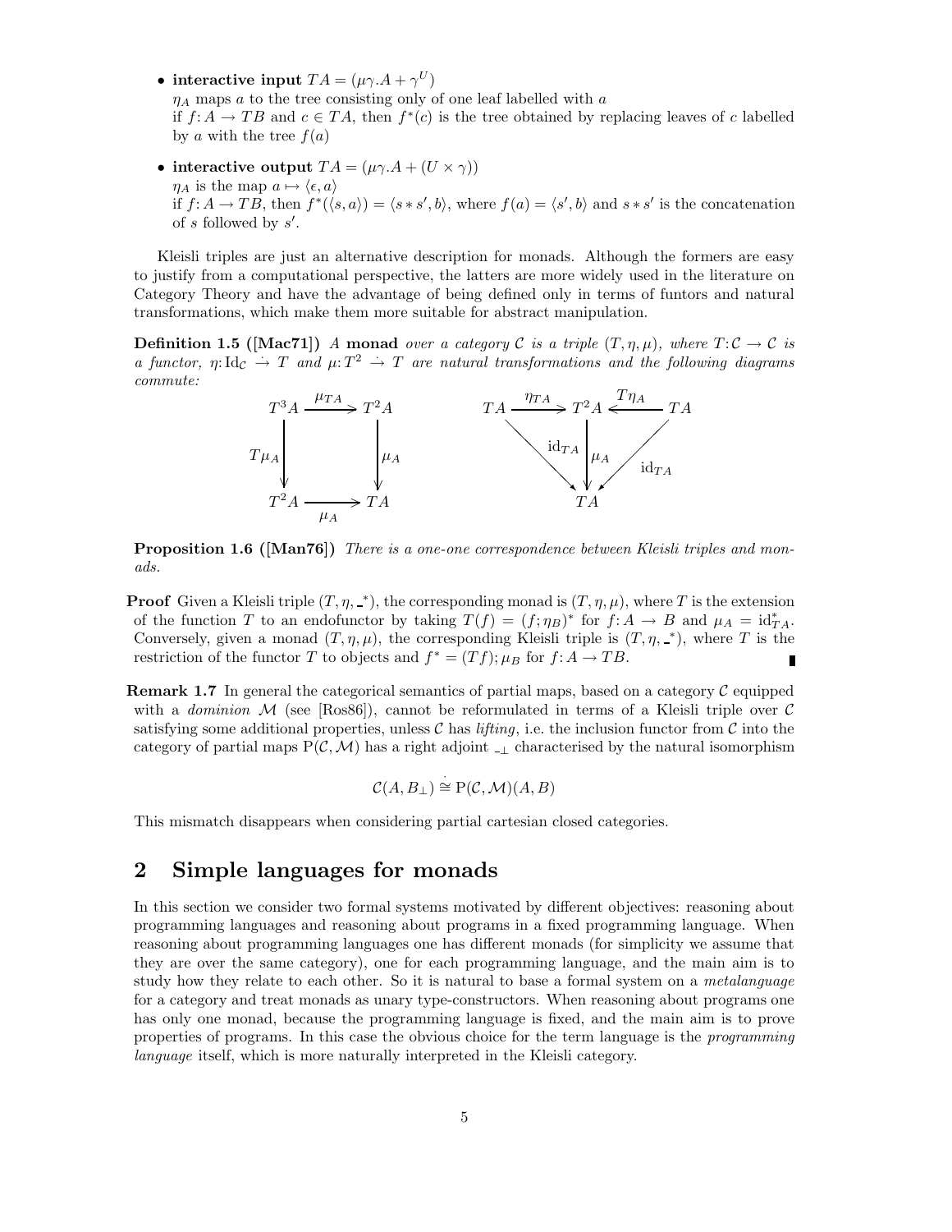- **interactive input** $TA = (\mu\gamma.A + \gamma^U)$
  $\eta_A$ maps $a$ to the tree consisting only of one leaf labelled with $a$
  if $f: A \to TB$ and $c \in TA$, then $f^*(c)$ is the tree obtained by replacing leaves of $c$ labelled by $a$ with the tree $f(a)$
- **interactive output** $TA = (\mu\gamma.A + (U \times \gamma))$
  $\eta_A$ is the map $a \mapsto \langle \epsilon, a\rangle$
  if $f: A \to TB$, then $f^*(\langle s, a\rangle) = \langle s * s', b\rangle$, where $f(a) = \langle s', b\rangle$ and $s * s'$ is the concatenation of $s$ followed by $s'$.

Kleisli triples are just an alternative description for monads. Although the formers are easy to justify from a computational perspective, the latters are more widely used in the literature on Category Theory and have the advantage of being defined only in terms of funtors and natural transformations, which make them more suitable for abstract manipulation.

**Definition 1.5 ([Mac71])** *A* **monad** *over a category $\mathcal{C}$ is a triple $(T, \eta, \mu)$, where $T: \mathcal{C} \to \mathcal{C}$ is a functor, $\eta: \mathrm{Id}_{\mathcal{C}} \dot{\to} T$ and $\mu: T^2 \dot{\to} T$ are natural transformations and the following diagrams commute:*

$$
\begin{array}{ccc}
T^3A & \xrightarrow{\mu_{TA}} & T^2A \\
{\scriptstyle T\mu_A}\downarrow & & \downarrow{\scriptstyle \mu_A} \\
T^2A & \xrightarrow[\mu_A]{} & TA
\end{array}
\qquad\qquad
\begin{array}{ccccc}
TA & \xrightarrow{\eta_{TA}} & T^2A & \xleftarrow{T\eta_A} & TA \\
 & {\scriptstyle \mathrm{id}_{TA}}\searrow & \downarrow{\scriptstyle \mu_A} & \swarrow{\scriptstyle \mathrm{id}_{TA}} & \\
 & & TA & &
\end{array}
$$

**Proposition 1.6 ([Man76])** *There is a one-one correspondence between Kleisli triples and monads.*

**Proof** Given a Kleisli triple $(T, \eta, \_^*)$, the corresponding monad is $(T, \eta, \mu)$, where $T$ is the extension of the function $T$ to an endofunctor by taking $T(f) = (f;\eta_B)^*$ for $f: A \to B$ and $\mu_A = \mathrm{id}^*_{TA}$. Conversely, given a monad $(T, \eta, \mu)$, the corresponding Kleisli triple is $(T, \eta, \_^*)$, where $T$ is the restriction of the functor $T$ to objects and $f^* = (Tf);\mu_B$ for $f: A \to TB$. ∎

**Remark 1.7** In general the categorical semantics of partial maps, based on a category $\mathcal{C}$ equipped with a *dominion* $\mathcal{M}$ (see [Ros86]), cannot be reformulated in terms of a Kleisli triple over $\mathcal{C}$ satisfying some additional properties, unless $\mathcal{C}$ has *lifting*, i.e. the inclusion functor from $\mathcal{C}$ into the category of partial maps $\mathrm{P}(\mathcal{C}, \mathcal{M})$ has a right adjoint $\_{}_\perp$ characterised by the natural isomorphism

$$\mathcal{C}(A, B_\perp) \stackrel{\cdot}{\cong} \mathrm{P}(\mathcal{C}, \mathcal{M})(A, B)$$

This mismatch disappears when considering partial cartesian closed categories.

## 2 Simple languages for monads

In this section we consider two formal systems motivated by different objectives: reasoning about programming languages and reasoning about programs in a fixed programming language. When reasoning about programming languages one has different monads (for simplicity we assume that they are over the same category), one for each programming language, and the main aim is to study how they relate to each other. So it is natural to base a formal system on a *metalanguage* for a category and treat monads as unary type-constructors. When reasoning about programs one has only one monad, because the programming language is fixed, and the main aim is to prove properties of programs. In this case the obvious choice for the term language is the *programming language* itself, which is more naturally interpreted in the Kleisli category.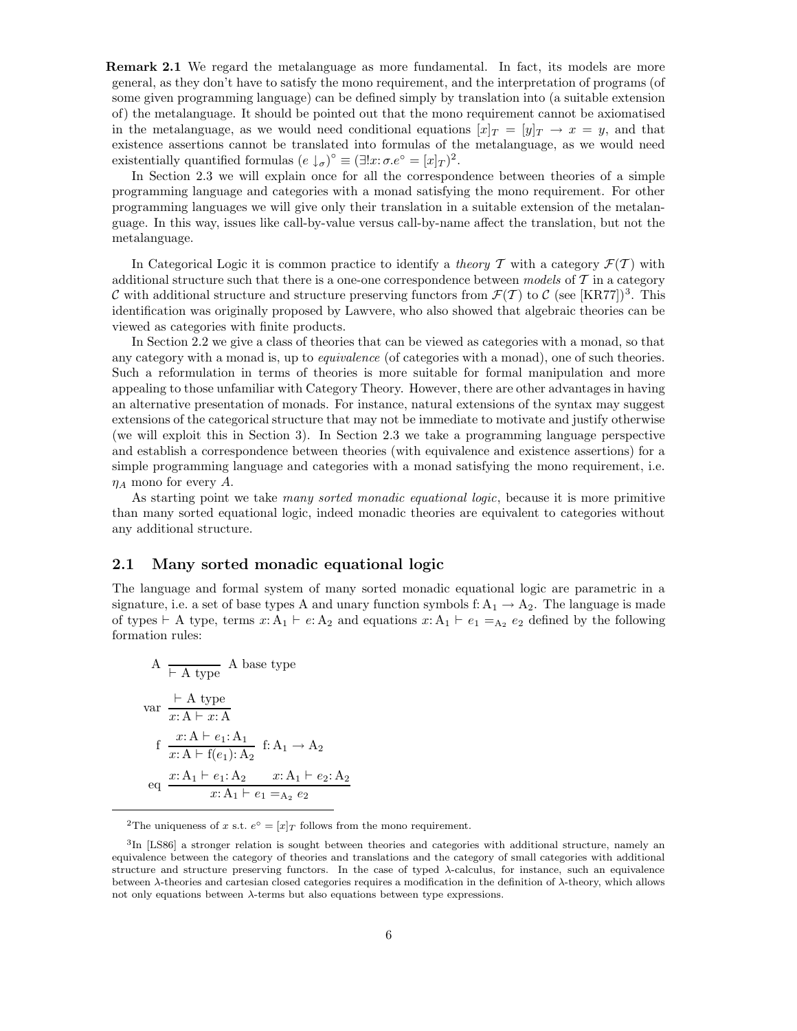**Remark 2.1** We regard the metalanguage as more fundamental. In fact, its models are more general, as they don't have to satisfy the mono requirement, and the interpretation of programs (of some given programming language) can be defined simply by translation into (a suitable extension of) the metalanguage. It should be pointed out that the mono requirement cannot be axiomatised in the metalanguage, as we would need conditional equations $[x]_T = [y]_T \to x = y$, and that existence assertions cannot be translated into formulas of the metalanguage, as we would need existentially quantified formulas $(e\downarrow_\sigma)^\circ \equiv (\exists! x{:}\,\sigma. e^\circ = [x]_T)$[2].

In Section 2.3 we will explain once for all the correspondence between theories of a simple programming language and categories with a monad satisfying the mono requirement. For other programming languages we will give only their translation in a suitable extension of the metalanguage. In this way, issues like call-by-value versus call-by-name affect the translation, but not the metalanguage.

In Categorical Logic it is common practice to identify a *theory* $\mathcal{T}$ with a category $\mathcal{F}(\mathcal{T})$ with additional structure such that there is a one-one correspondence between *models* of $\mathcal{T}$ in a category $\mathcal{C}$ with additional structure and structure preserving functors from $\mathcal{F}(\mathcal{T})$ to $\mathcal{C}$ (see [KR77])[3]. This identification was originally proposed by Lawvere, who also showed that algebraic theories can be viewed as categories with finite products.

In Section 2.2 we give a class of theories that can be viewed as categories with a monad, so that any category with a monad is, up to *equivalence* (of categories with a monad), one of such theories. Such a reformulation in terms of theories is more suitable for formal manipulation and more appealing to those unfamiliar with Category Theory. However, there are other advantages in having an alternative presentation of monads. For instance, natural extensions of the syntax may suggest extensions of the categorical structure that may not be immediate to motivate and justify otherwise (we will exploit this in Section 3). In Section 2.3 we take a programming language perspective and establish a correspondence between theories (with equivalence and existence assertions) for a simple programming language and categories with a monad satisfying the mono requirement, i.e. $\eta_A$ mono for every $A$.

As starting point we take *many sorted monadic equational logic*, because it is more primitive than many sorted equational logic, indeed monadic theories are equivalent to categories without any additional structure.

## 2.1 Many sorted monadic equational logic

The language and formal system of many sorted monadic equational logic are parametric in a signature, i.e. a set of base types A and unary function symbols $\mathrm{f}{:}\,\mathrm{A}_1 \to \mathrm{A}_2$. The language is made of types $\vdash \mathrm{A}$ type, terms $x{:}\,\mathrm{A}_1 \vdash e{:}\,\mathrm{A}_2$ and equations $x{:}\,\mathrm{A}_1 \vdash e_1 =_{\mathrm{A}_2} e_2$ defined by the following formation rules:

$$\mathrm{A}\ \frac{}{\vdash \mathrm{A}\ \text{type}}\ \mathrm{A}\ \text{base type}$$

$$\mathrm{var}\ \frac{\vdash \mathrm{A}\ \text{type}}{x{:}\,\mathrm{A} \vdash x{:}\,\mathrm{A}}$$

$$\mathrm{f}\ \frac{x{:}\,\mathrm{A} \vdash e_1{:}\,\mathrm{A}_1}{x{:}\,\mathrm{A} \vdash \mathrm{f}(e_1){:}\,\mathrm{A}_2}\ \mathrm{f}{:}\,\mathrm{A}_1 \to \mathrm{A}_2$$

$$\mathrm{eq}\ \frac{x{:}\,\mathrm{A}_1 \vdash e_1{:}\,\mathrm{A}_2 \qquad x{:}\,\mathrm{A}_1 \vdash e_2{:}\,\mathrm{A}_2}{x{:}\,\mathrm{A}_1 \vdash e_1 =_{\mathrm{A}_2} e_2}$$

---

[2] The uniqueness of $x$ s.t. $e^\circ = [x]_T$ follows from the mono requirement.

[3] In [LS86] a stronger relation is sought between theories and categories with additional structure, namely an equivalence between the category of theories and translations and the category of small categories with additional structure and structure preserving functors. In the case of typed $\lambda$-calculus, for instance, such an equivalence between $\lambda$-theories and cartesian closed categories requires a modification in the definition of $\lambda$-theory, which allows not only equations between $\lambda$-terms but also equations between type expressions.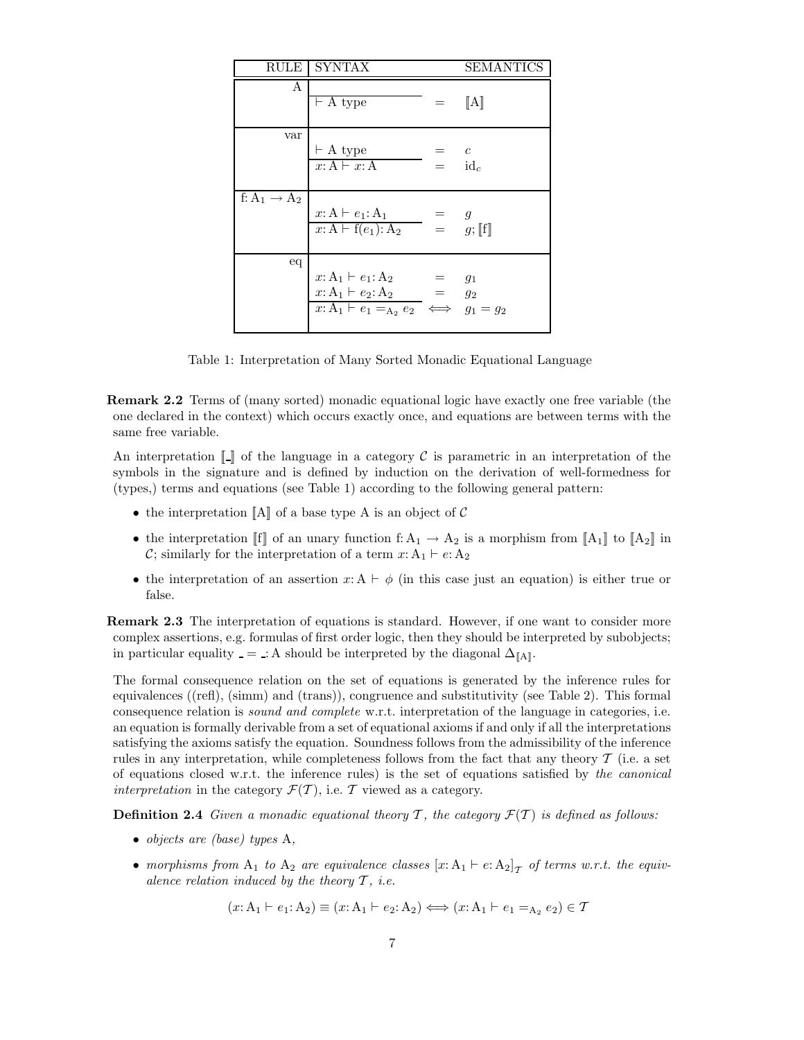| RULE | SYNTAX | | SEMANTICS |
|---|---|---|---|
| A | $\overline{\vdash \mathrm{A}\ \mathrm{type}}$ | $=$ | $[\![\mathrm{A}]\!]$ |
| var | $\vdash \mathrm{A}\ \mathrm{type}$ | $=$ | $c$ |
| | $\overline{x{:}\,\mathrm{A} \vdash x{:}\,\mathrm{A}}$ | $=$ | $\mathrm{id}_c$ |
| $\mathrm{f}{:}\,\mathrm{A}_1 \to \mathrm{A}_2$ | $x{:}\,\mathrm{A} \vdash e_1{:}\,\mathrm{A}_1$ | $=$ | $g$ |
| | $\overline{x{:}\,\mathrm{A} \vdash \mathrm{f}(e_1){:}\,\mathrm{A}_2}$ | $=$ | $g; [\![\mathrm{f}]\!]$ |
| eq | $x{:}\,\mathrm{A}_1 \vdash e_1{:}\,\mathrm{A}_2$ | $=$ | $g_1$ |
| | $x{:}\,\mathrm{A}_1 \vdash e_2{:}\,\mathrm{A}_2$ | $=$ | $g_2$ |
| | $\overline{x{:}\,\mathrm{A}_1 \vdash e_1 =_{\mathrm{A}_2} e_2}$ | $\iff$ | $g_1 = g_2$ |

Table 1: Interpretation of Many Sorted Monadic Equational Language

**Remark 2.2** Terms of (many sorted) monadic equational logic have exactly one free variable (the one declared in the context) which occurs exactly once, and equations are between terms with the same free variable.

An interpretation $[\![\_]\!]$ of the language in a category $\mathcal{C}$ is parametric in an interpretation of the symbols in the signature and is defined by induction on the derivation of well-formedness for (types,) terms and equations (see Table 1) according to the following general pattern:

- the interpretation $[\![\mathrm{A}]\!]$ of a base type A is an object of $\mathcal{C}$
- the interpretation $[\![\mathrm{f}]\!]$ of an unary function $\mathrm{f}{:}\,\mathrm{A}_1 \to \mathrm{A}_2$ is a morphism from $[\![\mathrm{A}_1]\!]$ to $[\![\mathrm{A}_2]\!]$ in $\mathcal{C}$; similarly for the interpretation of a term $x{:}\,\mathrm{A}_1 \vdash e{:}\,\mathrm{A}_2$
- the interpretation of an assertion $x{:}\,\mathrm{A} \vdash \phi$ (in this case just an equation) is either true or false.

**Remark 2.3** The interpretation of equations is standard. However, if one want to consider more complex assertions, e.g. formulas of first order logic, then they should be interpreted by subobjects; in particular equality $\_ = \_{:}\,\mathrm{A}$ should be interpreted by the diagonal $\Delta_{[\![\mathrm{A}]\!]}$.

The formal consequence relation on the set of equations is generated by the inference rules for equivalences ((refl), (simm) and (trans)), congruence and substitutivity (see Table 2). This formal consequence relation is *sound and complete* w.r.t. interpretation of the language in categories, i.e. an equation is formally derivable from a set of equational axioms if and only if all the interpretations satisfying the axioms satisfy the equation. Soundness follows from the admissibility of the inference rules in any interpretation, while completeness follows from the fact that any theory $\mathcal{T}$ (i.e. a set of equations closed w.r.t. the inference rules) is the set of equations satisfied by *the canonical interpretation* in the category $\mathcal{F}(\mathcal{T})$, i.e. $\mathcal{T}$ viewed as a category.

**Definition 2.4** *Given a monadic equational theory $\mathcal{T}$, the category $\mathcal{F}(\mathcal{T})$ is defined as follows:*

- *objects are (base) types* A*,*
- *morphisms from* $\mathrm{A}_1$ *to* $\mathrm{A}_2$ *are equivalence classes* $[x{:}\,\mathrm{A}_1 \vdash e{:}\,\mathrm{A}_2]_{\mathcal{T}}$ *of terms w.r.t. the equivalence relation induced by the theory $\mathcal{T}$, i.e.*

$$(x{:}\,\mathrm{A}_1 \vdash e_1{:}\,\mathrm{A}_2) \equiv (x{:}\,\mathrm{A}_1 \vdash e_2{:}\,\mathrm{A}_2) \iff (x{:}\,\mathrm{A}_1 \vdash e_1 =_{\mathrm{A}_2} e_2) \in \mathcal{T}$$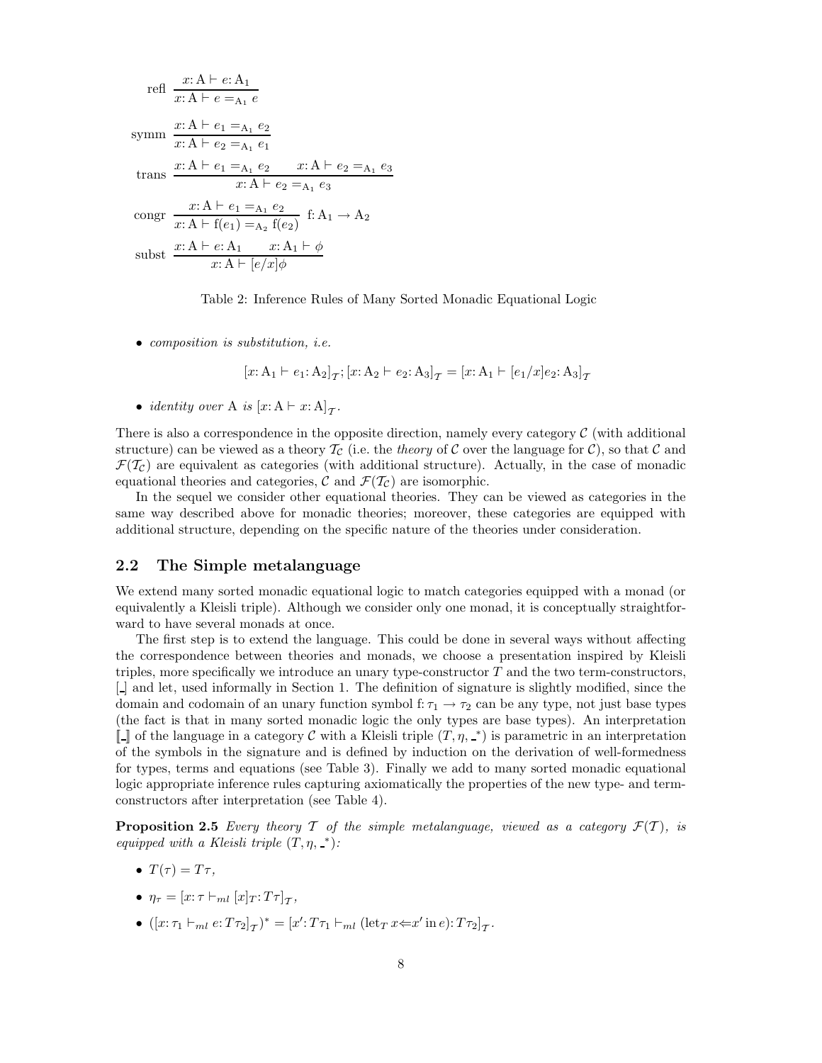$$\text{refl}\ \frac{x{:}\,\mathrm{A} \vdash e{:}\,\mathrm{A}_1}{x{:}\,\mathrm{A} \vdash e =_{\mathrm{A}_1} e}$$

$$\text{symm}\ \frac{x{:}\,\mathrm{A} \vdash e_1 =_{\mathrm{A}_1} e_2}{x{:}\,\mathrm{A} \vdash e_2 =_{\mathrm{A}_1} e_1}$$

$$\text{trans}\ \frac{x{:}\,\mathrm{A} \vdash e_1 =_{\mathrm{A}_1} e_2 \qquad x{:}\,\mathrm{A} \vdash e_2 =_{\mathrm{A}_1} e_3}{x{:}\,\mathrm{A} \vdash e_2 =_{\mathrm{A}_1} e_3}$$

$$\text{congr}\ \frac{x{:}\,\mathrm{A} \vdash e_1 =_{\mathrm{A}_1} e_2}{x{:}\,\mathrm{A} \vdash \mathrm{f}(e_1) =_{\mathrm{A}_2} \mathrm{f}(e_2)}\ \mathrm{f}{:}\,\mathrm{A}_1 \to \mathrm{A}_2$$

$$\text{subst}\ \frac{x{:}\,\mathrm{A} \vdash e{:}\,\mathrm{A}_1 \qquad x{:}\,\mathrm{A}_1 \vdash \phi}{x{:}\,\mathrm{A} \vdash [e/x]\phi}$$

Table 2: Inference Rules of Many Sorted Monadic Equational Logic

- *composition is substitution, i.e.*

$$[x{:}\,\mathrm{A}_1 \vdash e_1{:}\,\mathrm{A}_2]_{\mathcal{T}}; [x{:}\,\mathrm{A}_2 \vdash e_2{:}\,\mathrm{A}_3]_{\mathcal{T}} = [x{:}\,\mathrm{A}_1 \vdash [e_1/x]e_2{:}\,\mathrm{A}_3]_{\mathcal{T}}$$

- *identity over* A *is* $[x{:}\,\mathrm{A} \vdash x{:}\,\mathrm{A}]_{\mathcal{T}}$.

There is also a correspondence in the opposite direction, namely every category $\mathcal{C}$ (with additional structure) can be viewed as a theory $\mathcal{T}_{\mathcal{C}}$ (i.e. the *theory* of $\mathcal{C}$ over the language for $\mathcal{C}$), so that $\mathcal{C}$ and $\mathcal{F}(\mathcal{T}_{\mathcal{C}})$ are equivalent as categories (with additional structure). Actually, in the case of monadic equational theories and categories, $\mathcal{C}$ and $\mathcal{F}(\mathcal{T}_{\mathcal{C}})$ are isomorphic.

In the sequel we consider other equational theories. They can be viewed as categories in the same way described above for monadic theories; moreover, these categories are equipped with additional structure, depending on the specific nature of the theories under consideration.

## 2.2 The Simple metalanguage

We extend many sorted monadic equational logic to match categories equipped with a monad (or equivalently a Kleisli triple). Although we consider only one monad, it is conceptually straightforward to have several monads at once.

The first step is to extend the language. This could be done in several ways without affecting the correspondence between theories and monads, we choose a presentation inspired by Kleisli triples, more specifically we introduce an unary type-constructor $T$ and the two term-constructors, $[\_]$ and let, used informally in Section 1. The definition of signature is slightly modified, since the domain and codomain of an unary function symbol $\mathrm{f}{:}\,\tau_1 \to \tau_2$ can be any type, not just base types (the fact is that in many sorted monadic logic the only types are base types). An interpretation $[\![\_]\!]$ of the language in a category $\mathcal{C}$ with a Kleisli triple $(T, \eta, \_^*)$ is parametric in an interpretation of the symbols in the signature and is defined by induction on the derivation of well-formedness for types, terms and equations (see Table 3). Finally we add to many sorted monadic equational logic appropriate inference rules capturing axiomatically the properties of the new type- and term-constructors after interpretation (see Table 4).

**Proposition 2.5** *Every theory $\mathcal{T}$ of the simple metalanguage, viewed as a category $\mathcal{F}(\mathcal{T})$, is equipped with a Kleisli triple $(T, \eta, \_^*)$:*

- $T(\tau) = T\tau$,
- $\eta_\tau = [x{:}\,\tau \vdash_{ml} [x]_T{:}\,T\tau]_{\mathcal{T}}$,
- $([x{:}\,\tau_1 \vdash_{ml} e{:}\,T\tau_2]_{\mathcal{T}})^* = [x'{:}\,T\tau_1 \vdash_{ml} (\mathrm{let}_T\, x{\Leftarrow}x' \,\mathrm{in}\, e){:}\,T\tau_2]_{\mathcal{T}}$.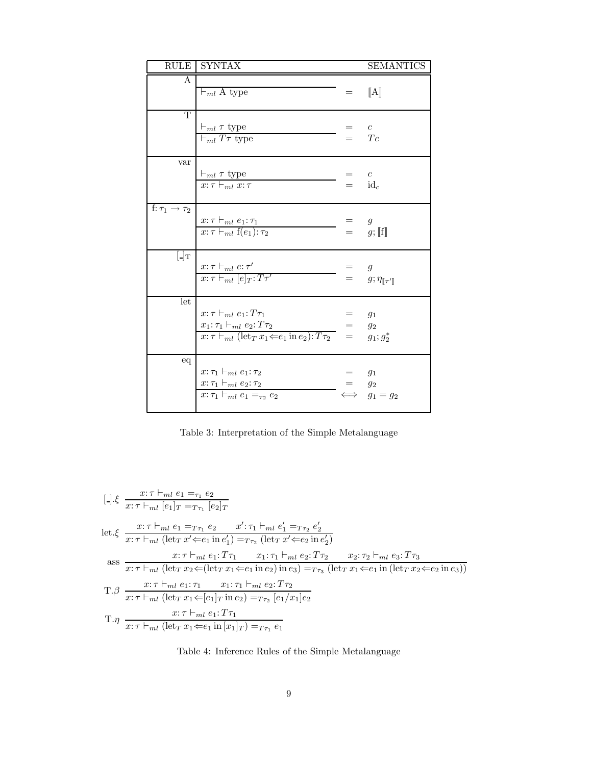| RULE | SYNTAX | | SEMANTICS |
|---|---|---|---|
| A | $\dfrac{}{\vdash_{ml} \text{A type}}$ | $=$ | $[\![\text{A}]\!]$ |
| T | $\dfrac{\vdash_{ml} \tau \text{ type}}{\vdash_{ml} T\tau \text{ type}}$ | $=$<br>$=$ | $c$<br>$Tc$ |
| var | $\dfrac{\vdash_{ml} \tau \text{ type}}{x\colon\tau \vdash_{ml} x\colon\tau}$ | $=$<br>$=$ | $c$<br>$\mathrm{id}_c$ |
| $\mathrm{f}\colon \tau_1 \to \tau_2$ | $\dfrac{x\colon\tau \vdash_{ml} e_1\colon\tau_1}{x\colon\tau \vdash_{ml} \mathrm{f}(e_1)\colon\tau_2}$ | $=$<br>$=$ | $g$<br>$g; [\![\mathrm{f}]\!]$ |
| $[\_]_T$ | $\dfrac{x\colon\tau \vdash_{ml} e\colon\tau'}{x\colon\tau \vdash_{ml} [e]_T\colon T\tau'}$ | $=$<br>$=$ | $g$<br>$g; \eta_{[\![\tau']\!]}$ |
| let | $\dfrac{x\colon\tau \vdash_{ml} e_1\colon T\tau_1 \quad x_1\colon\tau_1 \vdash_{ml} e_2\colon T\tau_2}{x\colon\tau \vdash_{ml} (\mathrm{let}_T\, x_1 \Leftarrow e_1 \,\mathrm{in}\, e_2)\colon T\tau_2}$ | $=$<br>$=$<br>$=$ | $g_1$<br>$g_2$<br>$g_1; g_2^*$ |
| eq | $\dfrac{x\colon\tau_1 \vdash_{ml} e_1\colon\tau_2 \quad x\colon\tau_1 \vdash_{ml} e_2\colon\tau_2}{x\colon\tau_1 \vdash_{ml} e_1 =_{\tau_2} e_2}$ | $=$<br>$=$<br>$\iff$ | $g_1$<br>$g_2$<br>$g_1 = g_2$ |

Table 3: Interpretation of the Simple Metalanguage

$$[\_].\xi \quad \frac{x\colon\tau \vdash_{ml} e_1 =_{\tau_1} e_2}{x\colon\tau \vdash_{ml} [e_1]_T =_{T\tau_1} [e_2]_T}$$

$$\mathrm{let}.\xi \quad \frac{x\colon\tau \vdash_{ml} e_1 =_{T\tau_1} e_2 \qquad x'\colon\tau_1 \vdash_{ml} e'_1 =_{T\tau_2} e'_2}{x\colon\tau \vdash_{ml} (\mathrm{let}_T\, x' \Leftarrow e_1 \,\mathrm{in}\, e'_1) =_{T\tau_2} (\mathrm{let}_T\, x' \Leftarrow e_2 \,\mathrm{in}\, e'_2)}$$

$$\mathrm{ass} \quad \frac{x\colon\tau \vdash_{ml} e_1\colon T\tau_1 \qquad x_1\colon\tau_1 \vdash_{ml} e_2\colon T\tau_2 \qquad x_2\colon\tau_2 \vdash_{ml} e_3\colon T\tau_3}{x\colon\tau \vdash_{ml} (\mathrm{let}_T\, x_2 \Leftarrow (\mathrm{let}_T\, x_1 \Leftarrow e_1 \,\mathrm{in}\, e_2) \,\mathrm{in}\, e_3) =_{T\tau_3} (\mathrm{let}_T\, x_1 \Leftarrow e_1 \,\mathrm{in}\, (\mathrm{let}_T\, x_2 \Leftarrow e_2 \,\mathrm{in}\, e_3))}$$

$$\mathrm{T}.\beta \quad \frac{x\colon\tau \vdash_{ml} e_1\colon\tau_1 \qquad x_1\colon\tau_1 \vdash_{ml} e_2\colon T\tau_2}{x\colon\tau \vdash_{ml} (\mathrm{let}_T\, x_1 \Leftarrow [e_1]_T \,\mathrm{in}\, e_2) =_{T\tau_2} [e_1/x_1]e_2}$$

$$\mathrm{T}.\eta \quad \frac{x\colon\tau \vdash_{ml} e_1\colon T\tau_1}{x\colon\tau \vdash_{ml} (\mathrm{let}_T\, x_1 \Leftarrow e_1 \,\mathrm{in}\, [x_1]_T) =_{T\tau_1} e_1}$$

Table 4: Inference Rules of the Simple Metalanguage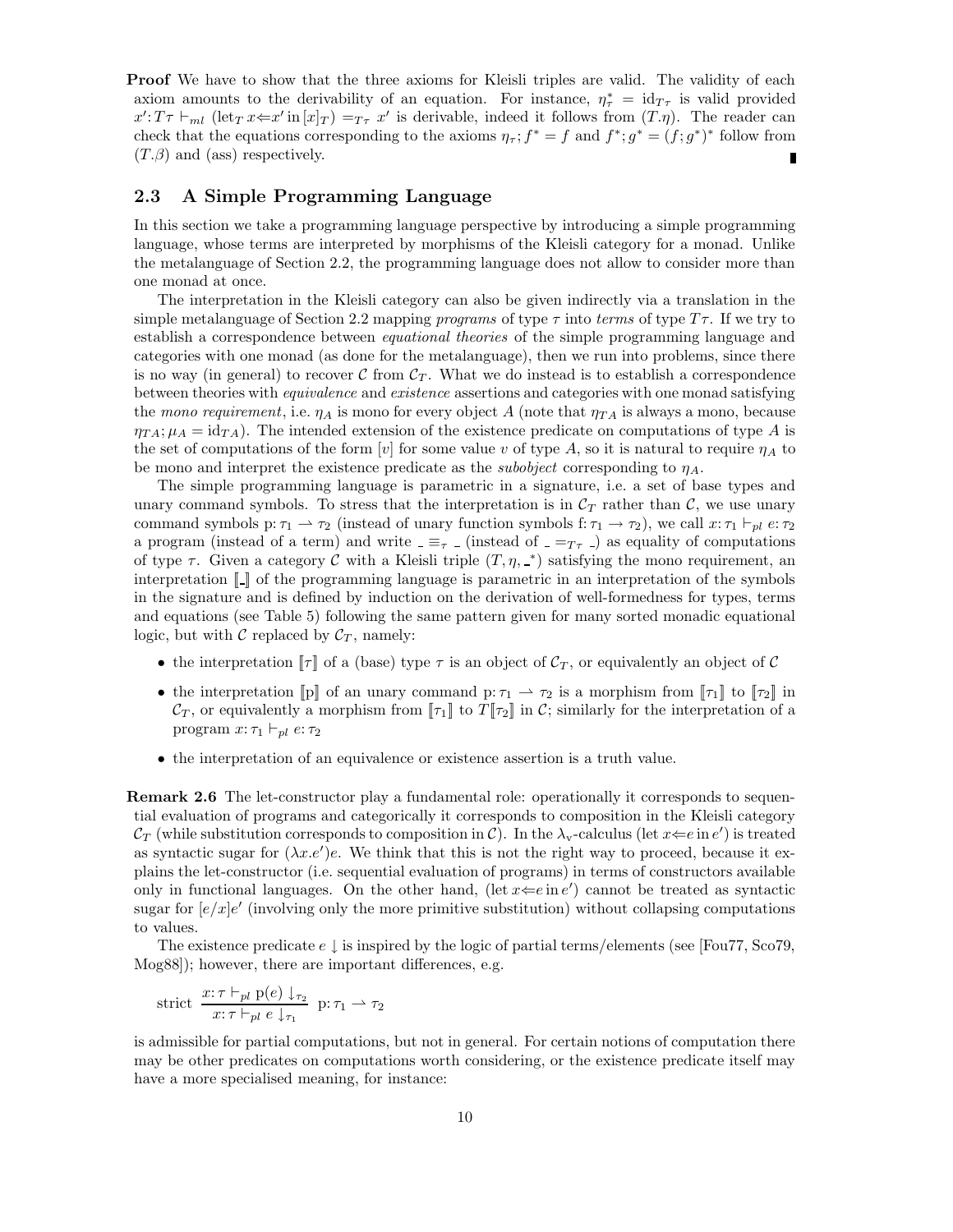**Proof** We have to show that the three axioms for Kleisli triples are valid. The validity of each axiom amounts to the derivability of an equation. For instance, $\eta^*_\tau = \mathrm{id}_{T\tau}$ is valid provided $x' : T\tau \vdash_{ml} (\mathrm{let}_T\, x \Leftarrow x' \,\mathrm{in}\, [x]_T) =_{T\tau} x'$ is derivable, indeed it follows from $(T.\eta)$. The reader can check that the equations corresponding to the axioms $\eta_\tau ; f^* = f$ and $f^* ; g^* = (f ; g^*)^*$ follow from $(T.\beta)$ and (ass) respectively. ∎

## 2.3 A Simple Programming Language

In this section we take a programming language perspective by introducing a simple programming language, whose terms are interpreted by morphisms of the Kleisli category for a monad. Unlike the metalanguage of Section 2.2, the programming language does not allow to consider more than one monad at once.

The interpretation in the Kleisli category can also be given indirectly via a translation in the simple metalanguage of Section 2.2 mapping *programs* of type $\tau$ into *terms* of type $T\tau$. If we try to establish a correspondence between *equational theories* of the simple programming language and categories with one monad (as done for the metalanguage), then we run into problems, since there is no way (in general) to recover $\mathcal{C}$ from $\mathcal{C}_T$. What we do instead is to establish a correspondence between theories with *equivalence* and *existence* assertions and categories with one monad satisfying the *mono requirement*, i.e. $\eta_A$ is mono for every object $A$ (note that $\eta_{TA}$ is always a mono, because $\eta_{TA} ; \mu_A = \mathrm{id}_{TA}$). The intended extension of the existence predicate on computations of type $A$ is the set of computations of the form $[v]$ for some value $v$ of type $A$, so it is natural to require $\eta_A$ to be mono and interpret the existence predicate as the *subobject* corresponding to $\eta_A$.

The simple programming language is parametric in a signature, i.e. a set of base types and unary command symbols. To stress that the interpretation is in $\mathcal{C}_T$ rather than $\mathcal{C}$, we use unary command symbols $\mathrm{p} : \tau_1 \rightharpoonup \tau_2$ (instead of unary function symbols $\mathrm{f} : \tau_1 \to \tau_2$), we call $x : \tau_1 \vdash_{pl} e : \tau_2$ a program (instead of a term) and write $\_ \equiv_\tau \_$ (instead of $\_ =_{T\tau} \_$) as equality of computations of type $\tau$. Given a category $\mathcal{C}$ with a Kleisli triple $(T, \eta, \_^*)$ satisfying the mono requirement, an interpretation $[\![\_]\!]$ of the programming language is parametric in an interpretation of the symbols in the signature and is defined by induction on the derivation of well-formedness for types, terms and equations (see Table 5) following the same pattern given for many sorted monadic equational logic, but with $\mathcal{C}$ replaced by $\mathcal{C}_T$, namely:

- the interpretation $[\![\tau]\!]$ of a (base) type $\tau$ is an object of $\mathcal{C}_T$, or equivalently an object of $\mathcal{C}$
- the interpretation $[\![\mathrm{p}]\!]$ of an unary command $\mathrm{p} : \tau_1 \rightharpoonup \tau_2$ is a morphism from $[\![\tau_1]\!]$ to $[\![\tau_2]\!]$ in $\mathcal{C}_T$, or equivalently a morphism from $[\![\tau_1]\!]$ to $T[\![\tau_2]\!]$ in $\mathcal{C}$; similarly for the interpretation of a program $x : \tau_1 \vdash_{pl} e : \tau_2$
- the interpretation of an equivalence or existence assertion is a truth value.

**Remark 2.6** The let-constructor play a fundamental role: operationally it corresponds to sequential evaluation of programs and categorically it corresponds to composition in the Kleisli category $\mathcal{C}_T$ (while substitution corresponds to composition in $\mathcal{C}$). In the $\lambda_v$-calculus $(\mathrm{let}\, x \Leftarrow e \,\mathrm{in}\, e')$ is treated as syntactic sugar for $(\lambda x.e')e$. We think that this is not the right way to proceed, because it explains the let-constructor (i.e. sequential evaluation of programs) in terms of constructors available only in functional languages. On the other hand, $(\mathrm{let}\, x \Leftarrow e \,\mathrm{in}\, e')$ cannot be treated as syntactic sugar for $[e/x]e'$ (involving only the more primitive substitution) without collapsing computations to values.

The existence predicate $e \downarrow$ is inspired by the logic of partial terms/elements (see [Fou77, Sco79, Mog88]); however, there are important differences, e.g.

$$\text{strict} \ \frac{x : \tau \vdash_{pl} \mathrm{p}(e) \downarrow_{\tau_2}}{x : \tau \vdash_{pl} e \downarrow_{\tau_1}} \ \mathrm{p} : \tau_1 \rightharpoonup \tau_2$$

is admissible for partial computations, but not in general. For certain notions of computation there may be other predicates on computations worth considering, or the existence predicate itself may have a more specialised meaning, for instance: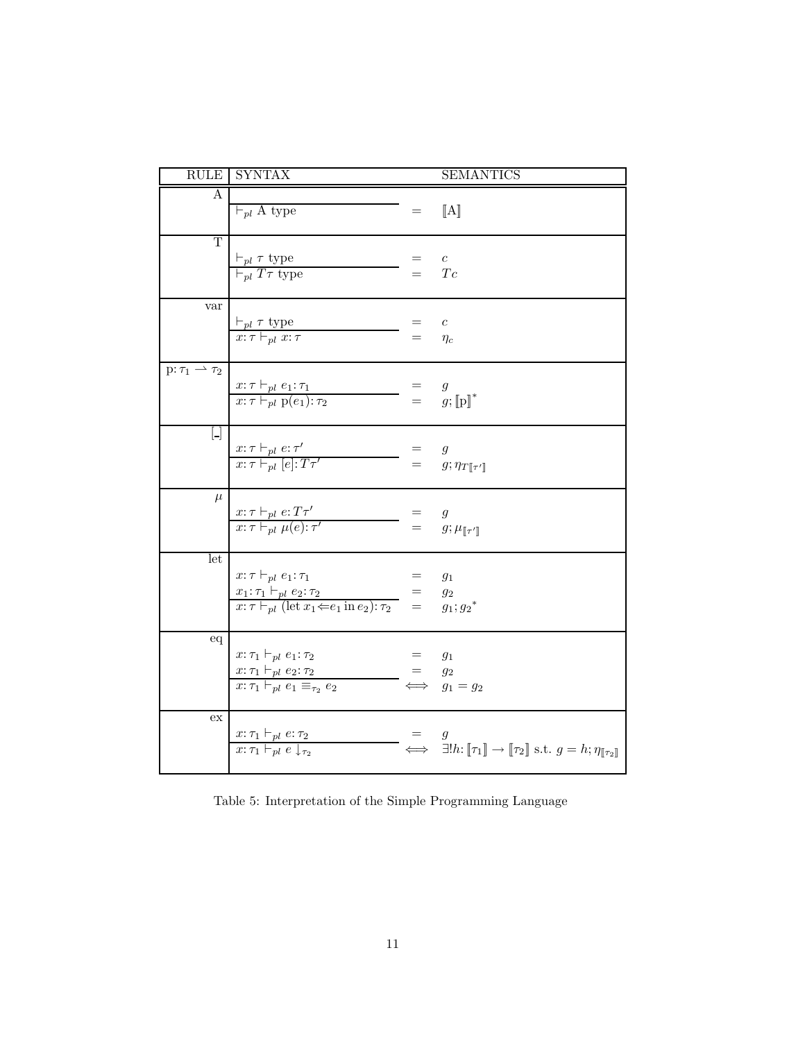| RULE | SYNTAX | | SEMANTICS |
|---|---|---|---|
| A | $\dfrac{}{\vdash_{pl} \text{A type}}$ | $=$ | $[\![\text{A}]\!]$ |
| T | $\dfrac{\vdash_{pl} \tau \text{ type}}{\vdash_{pl} T\tau \text{ type}}$ | $=$ <br> $=$ | $c$ <br> $Tc$ |
| var | $\dfrac{\vdash_{pl} \tau \text{ type}}{x{:}\,\tau \vdash_{pl} x{:}\,\tau}$ | $=$ <br> $=$ | $c$ <br> $\eta_c$ |
| $\text{p}{:}\,\tau_1 \rightharpoonup \tau_2$ | $\dfrac{x{:}\,\tau \vdash_{pl} e_1{:}\,\tau_1}{x{:}\,\tau \vdash_{pl} \text{p}(e_1){:}\,\tau_2}$ | $=$ <br> $=$ | $g$ <br> $g; [\![\text{p}]\!]^*$ |
| $[\_]$ | $\dfrac{x{:}\,\tau \vdash_{pl} e{:}\,\tau'}{x{:}\,\tau \vdash_{pl} [e]{:}\,T\tau'}$ | $=$ <br> $=$ | $g$ <br> $g; \eta_{T[\![\tau']\!]}$ |
| $\mu$ | $\dfrac{x{:}\,\tau \vdash_{pl} e{:}\,T\tau'}{x{:}\,\tau \vdash_{pl} \mu(e){:}\,\tau'}$ | $=$ <br> $=$ | $g$ <br> $g; \mu_{[\![\tau']\!]}$ |
| let | $\dfrac{x{:}\,\tau \vdash_{pl} e_1{:}\,\tau_1 \qquad x_1{:}\,\tau_1 \vdash_{pl} e_2{:}\,\tau_2}{x{:}\,\tau \vdash_{pl} (\text{let } x_1 \Leftarrow e_1 \text{ in } e_2){:}\,\tau_2}$ | $=$ <br> $=$ <br> $=$ | $g_1$ <br> $g_2$ <br> $g_1; {g_2}^*$ |
| eq | $\dfrac{x{:}\,\tau_1 \vdash_{pl} e_1{:}\,\tau_2 \qquad x{:}\,\tau_1 \vdash_{pl} e_2{:}\,\tau_2}{x{:}\,\tau_1 \vdash_{pl} e_1 \equiv_{\tau_2} e_2}$ | $=$ <br> $=$ <br> $\iff$ | $g_1$ <br> $g_2$ <br> $g_1 = g_2$ |
| ex | $\dfrac{x{:}\,\tau_1 \vdash_{pl} e{:}\,\tau_2}{x{:}\,\tau_1 \vdash_{pl} e \downarrow_{\tau_2}}$ | $=$ <br> $\iff$ | $g$ <br> $\exists ! h{:}\, [\![\tau_1]\!] \to [\![\tau_2]\!] \text{ s.t. } g = h; \eta_{[\![\tau_2]\!]}$ |

Table 5: Interpretation of the Simple Programming Language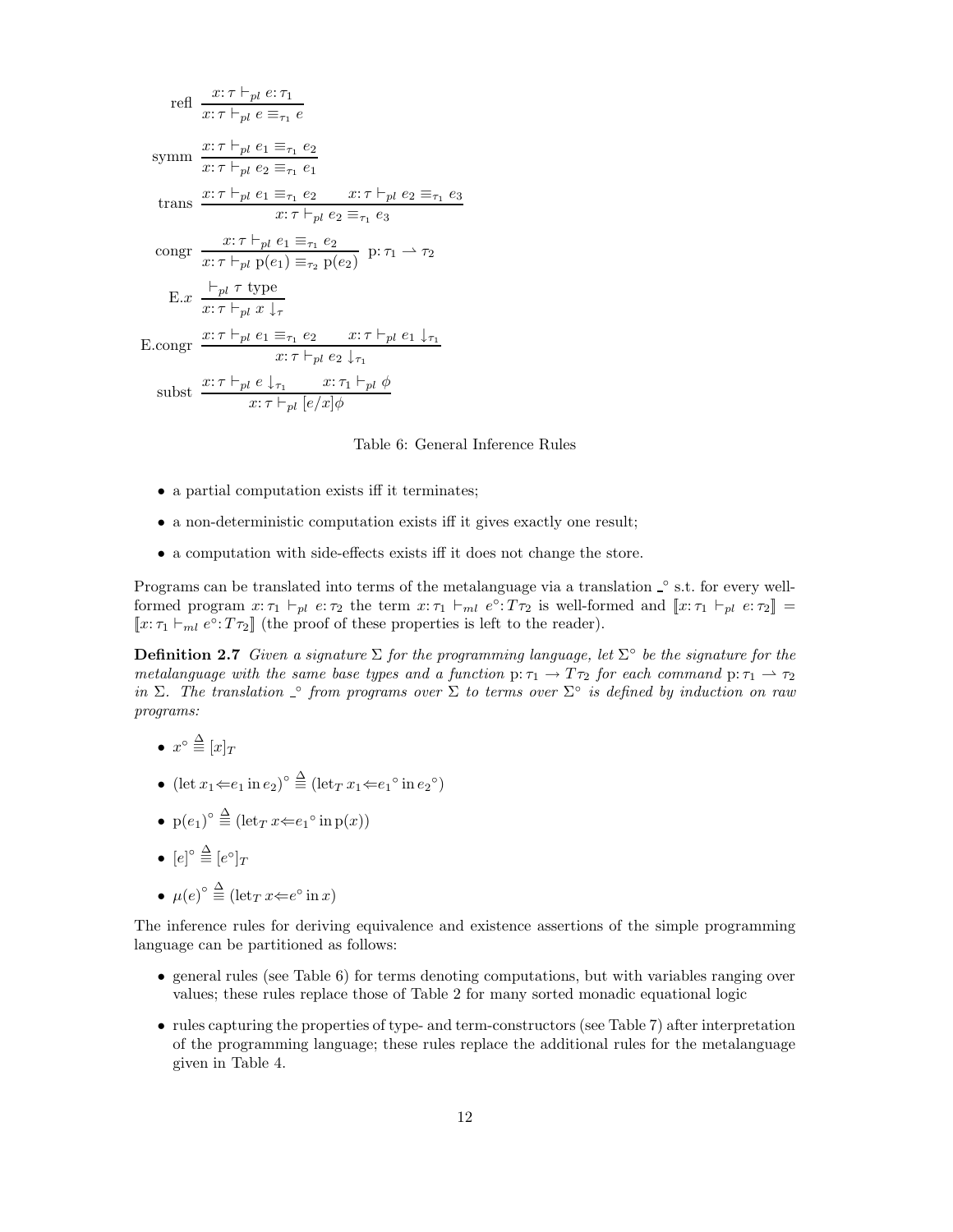$$\text{refl}\ \frac{x{:}\,\tau \vdash_{pl} e{:}\,\tau_1}{x{:}\,\tau \vdash_{pl} e \equiv_{\tau_1} e}$$

$$\text{symm}\ \frac{x{:}\,\tau \vdash_{pl} e_1 \equiv_{\tau_1} e_2}{x{:}\,\tau \vdash_{pl} e_2 \equiv_{\tau_1} e_1}$$

$$\text{trans}\ \frac{x{:}\,\tau \vdash_{pl} e_1 \equiv_{\tau_1} e_2 \qquad x{:}\,\tau \vdash_{pl} e_2 \equiv_{\tau_1} e_3}{x{:}\,\tau \vdash_{pl} e_2 \equiv_{\tau_1} e_3}$$

$$\text{congr}\ \frac{x{:}\,\tau \vdash_{pl} e_1 \equiv_{\tau_1} e_2}{x{:}\,\tau \vdash_{pl} \mathrm{p}(e_1) \equiv_{\tau_2} \mathrm{p}(e_2)}\ \mathrm{p}{:}\,\tau_1 \rightharpoonup \tau_2$$

$$\text{E}.x\ \frac{\vdash_{pl} \tau \text{ type}}{x{:}\,\tau \vdash_{pl} x \downarrow_{\tau}}$$

$$\text{E.congr}\ \frac{x{:}\,\tau \vdash_{pl} e_1 \equiv_{\tau_1} e_2 \qquad x{:}\,\tau \vdash_{pl} e_1 \downarrow_{\tau_1}}{x{:}\,\tau \vdash_{pl} e_2 \downarrow_{\tau_1}}$$

$$\text{subst}\ \frac{x{:}\,\tau \vdash_{pl} e \downarrow_{\tau_1} \qquad x{:}\,\tau_1 \vdash_{pl} \phi}{x{:}\,\tau \vdash_{pl} [e/x]\phi}$$

Table 6: General Inference Rules

- a partial computation exists iff it terminates;
- a non-deterministic computation exists iff it gives exactly one result;
- a computation with side-effects exists iff it does not change the store.

Programs can be translated into terms of the metalanguage via a translation $\_^\circ$ s.t. for every well-formed program $x{:}\,\tau_1 \vdash_{pl} e{:}\,\tau_2$ the term $x{:}\,\tau_1 \vdash_{ml} e^\circ{:}\,T\tau_2$ is well-formed and $[\![x{:}\,\tau_1 \vdash_{pl} e{:}\,\tau_2]\!] = [\![x{:}\,\tau_1 \vdash_{ml} e^\circ{:}\,T\tau_2]\!]$ (the proof of these properties is left to the reader).

**Definition 2.7** *Given a signature $\Sigma$ for the programming language, let $\Sigma^\circ$ be the signature for the metalanguage with the same base types and a function $\mathrm{p}{:}\,\tau_1 \to T\tau_2$ for each command $\mathrm{p}{:}\,\tau_1 \rightharpoonup \tau_2$ in $\Sigma$. The translation $\_^\circ$ from programs over $\Sigma$ to terms over $\Sigma^\circ$ is defined by induction on raw programs:*

- $x^\circ \stackrel{\Delta}{\equiv} [x]_T$
- $(\mathrm{let}\, x_1 {\Leftarrow} e_1 \,\mathrm{in}\, e_2)^\circ \stackrel{\Delta}{\equiv} (\mathrm{let}_T\, x_1 {\Leftarrow} e_1{}^\circ \,\mathrm{in}\, e_2{}^\circ)$
- $\mathrm{p}(e_1)^\circ \stackrel{\Delta}{\equiv} (\mathrm{let}_T\, x {\Leftarrow} e_1{}^\circ \,\mathrm{in}\, \mathrm{p}(x))$
- $[e]^\circ \stackrel{\Delta}{\equiv} [e^\circ]_T$
- $\mu(e)^\circ \stackrel{\Delta}{\equiv} (\mathrm{let}_T\, x {\Leftarrow} e^\circ \,\mathrm{in}\, x)$

The inference rules for deriving equivalence and existence assertions of the simple programming language can be partitioned as follows:

- general rules (see Table 6) for terms denoting computations, but with variables ranging over values; these rules replace those of Table 2 for many sorted monadic equational logic
- rules capturing the properties of type- and term-constructors (see Table 7) after interpretation of the programming language; these rules replace the additional rules for the metalanguage given in Table 4.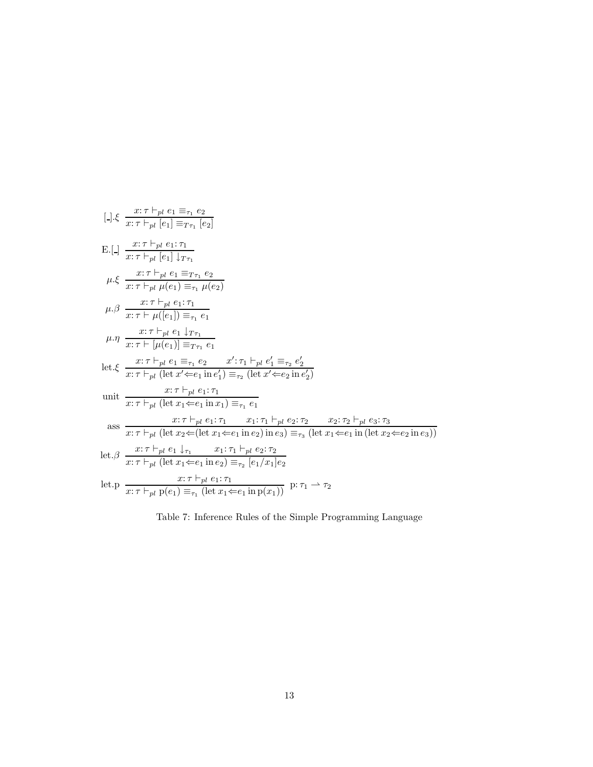$$[\_].\xi \quad \frac{x\colon \tau \vdash_{pl} e_1 \equiv_{\tau_1} e_2}{x\colon \tau \vdash_{pl} [e_1] \equiv_{T\tau_1} [e_2]}$$

$$\mathrm{E}.[\_] \quad \frac{x\colon \tau \vdash_{pl} e_1\colon \tau_1}{x\colon \tau \vdash_{pl} [e_1] \downarrow_{T\tau_1}}$$

$$\mu.\xi \quad \frac{x\colon \tau \vdash_{pl} e_1 \equiv_{T\tau_1} e_2}{x\colon \tau \vdash_{pl} \mu(e_1) \equiv_{\tau_1} \mu(e_2)}$$

$$\mu.\beta \quad \frac{x\colon \tau \vdash_{pl} e_1\colon \tau_1}{x\colon \tau \vdash \mu([e_1]) \equiv_{\tau_1} e_1}$$

$$\mu.\eta \quad \frac{x\colon \tau \vdash_{pl} e_1 \downarrow_{T\tau_1}}{x\colon \tau \vdash [\mu(e_1)] \equiv_{T\tau_1} e_1}$$

$$\mathrm{let}.\xi \quad \frac{x\colon \tau \vdash_{pl} e_1 \equiv_{\tau_1} e_2 \qquad x'\colon \tau_1 \vdash_{pl} e_1' \equiv_{\tau_2} e_2'}{x\colon \tau \vdash_{pl} (\mathrm{let}\, x' \Leftarrow e_1 \,\mathrm{in}\, e_1') \equiv_{\tau_2} (\mathrm{let}\, x' \Leftarrow e_2 \,\mathrm{in}\, e_2')}$$

$$\mathrm{unit} \quad \frac{x\colon \tau \vdash_{pl} e_1\colon \tau_1}{x\colon \tau \vdash_{pl} (\mathrm{let}\, x_1 \Leftarrow e_1 \,\mathrm{in}\, x_1) \equiv_{\tau_1} e_1}$$

$$\mathrm{ass} \quad \frac{x\colon \tau \vdash_{pl} e_1\colon \tau_1 \qquad x_1\colon \tau_1 \vdash_{pl} e_2\colon \tau_2 \qquad x_2\colon \tau_2 \vdash_{pl} e_3\colon \tau_3}{x\colon \tau \vdash_{pl} (\mathrm{let}\, x_2 \Leftarrow (\mathrm{let}\, x_1 \Leftarrow e_1 \,\mathrm{in}\, e_2) \,\mathrm{in}\, e_3) \equiv_{\tau_3} (\mathrm{let}\, x_1 \Leftarrow e_1 \,\mathrm{in}\, (\mathrm{let}\, x_2 \Leftarrow e_2 \,\mathrm{in}\, e_3))}$$

$$\mathrm{let}.\beta \quad \frac{x\colon \tau \vdash_{pl} e_1 \downarrow_{\tau_1} \qquad x_1\colon \tau_1 \vdash_{pl} e_2\colon \tau_2}{x\colon \tau \vdash_{pl} (\mathrm{let}\, x_1 \Leftarrow e_1 \,\mathrm{in}\, e_2) \equiv_{\tau_2} [e_1/x_1]e_2}$$

$$\mathrm{let.p} \quad \frac{x\colon \tau \vdash_{pl} e_1\colon \tau_1}{x\colon \tau \vdash_{pl} \mathrm{p}(e_1) \equiv_{\tau_1} (\mathrm{let}\, x_1 \Leftarrow e_1 \,\mathrm{in}\, \mathrm{p}(x_1))} \ \ \mathrm{p}\colon \tau_1 \rightharpoonup \tau_2$$

Table 7: Inference Rules of the Simple Programming Language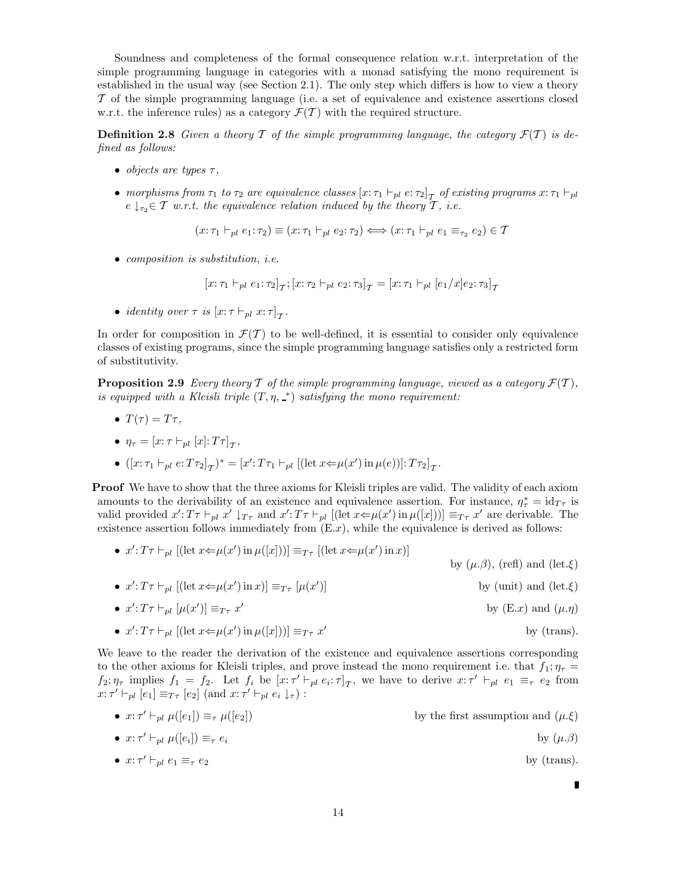Soundness and completeness of the formal consequence relation w.r.t. interpretation of the simple programming language in categories with a monad satisfying the mono requirement is established in the usual way (see Section 2.1). The only step which differs is how to view a theory $\mathcal{T}$ of the simple programming language (i.e. a set of equivalence and existence assertions closed w.r.t. the inference rules) as a category $\mathcal{F}(\mathcal{T})$ with the required structure.

**Definition 2.8** *Given a theory $\mathcal{T}$ of the simple programming language, the category $\mathcal{F}(\mathcal{T})$ is defined as follows:*

- *objects are types $\tau$,*
- *morphisms from $\tau_1$ to $\tau_2$ are equivalence classes $[x{:}\,\tau_1 \vdash_{pl} e{:}\,\tau_2]_{\mathcal{T}}$ of existing programs $x{:}\,\tau_1 \vdash_{pl} e \downarrow_{\tau_2} \in \mathcal{T}$ w.r.t. the equivalence relation induced by the theory $\mathcal{T}$, i.e.*

$$(x{:}\,\tau_1 \vdash_{pl} e_1{:}\,\tau_2) \equiv (x{:}\,\tau_1 \vdash_{pl} e_2{:}\,\tau_2) \Longleftrightarrow (x{:}\,\tau_1 \vdash_{pl} e_1 \equiv_{\tau_2} e_2) \in \mathcal{T}$$

- *composition is substitution, i.e.*

$$[x{:}\,\tau_1 \vdash_{pl} e_1{:}\,\tau_2]_{\mathcal{T}}; [x{:}\,\tau_2 \vdash_{pl} e_2{:}\,\tau_3]_{\mathcal{T}} = [x{:}\,\tau_1 \vdash_{pl} [e_1/x]e_2{:}\,\tau_3]_{\mathcal{T}}$$

- *identity over $\tau$ is $[x{:}\,\tau \vdash_{pl} x{:}\,\tau]_{\mathcal{T}}$.*

In order for composition in $\mathcal{F}(\mathcal{T})$ to be well-defined, it is essential to consider only equivalence classes of existing programs, since the simple programming language satisfies only a restricted form of substitutivity.

**Proposition 2.9** *Every theory $\mathcal{T}$ of the simple programming language, viewed as a category $\mathcal{F}(\mathcal{T})$, is equipped with a Kleisli triple $(T, \eta, \_^*)$ satisfying the mono requirement:*

- $T(\tau) = T\tau$,
- $\eta_\tau = [x{:}\,\tau \vdash_{pl} [x]{:}\,T\tau]_{\mathcal{T}}$,
- $([x{:}\,\tau_1 \vdash_{pl} e{:}\,T\tau_2]_{\mathcal{T}})^* = [x'{:}\,T\tau_1 \vdash_{pl} [(\text{let } x{\Leftarrow}\mu(x') \text{ in } \mu(e))]{:}\,T\tau_2]_{\mathcal{T}}$.

**Proof** We have to show that the three axioms for Kleisli triples are valid. The validity of each axiom amounts to the derivability of an existence and equivalence assertion. For instance, $\eta_\tau^* = \mathrm{id}_{T\tau}$ is valid provided $x'{:}\,T\tau \vdash_{pl} x' \downarrow_{T\tau}$ and $x'{:}\,T\tau \vdash_{pl} [(\text{let } x{\Leftarrow}\mu(x') \text{ in } \mu([x]))] \equiv_{T\tau} x'$ are derivable. The existence assertion follows immediately from (E.$x$), while the equivalence is derived as follows:

- $x'{:}\,T\tau \vdash_{pl} [(\text{let } x{\Leftarrow}\mu(x') \text{ in } \mu([x]))] \equiv_{T\tau} [(\text{let } x{\Leftarrow}\mu(x') \text{ in } x)]$ by ($\mu.\beta$), (refl) and (let.$\xi$)
- $x'{:}\,T\tau \vdash_{pl} [(\text{let } x{\Leftarrow}\mu(x') \text{ in } x)] \equiv_{T\tau} [\mu(x')]$ by (unit) and (let.$\xi$)
- $x'{:}\,T\tau \vdash_{pl} [\mu(x')] \equiv_{T\tau} x'$ by (E.$x$) and ($\mu.\eta$)
- $x'{:}\,T\tau \vdash_{pl} [(\text{let } x{\Leftarrow}\mu(x') \text{ in } \mu([x]))] \equiv_{T\tau} x'$ by (trans).

We leave to the reader the derivation of the existence and equivalence assertions corresponding to the other axioms for Kleisli triples, and prove instead the mono requirement i.e. that $f_1;\eta_\tau = f_2;\eta_\tau$ implies $f_1 = f_2$. Let $f_i$ be $[x{:}\,\tau' \vdash_{pl} e_i{:}\,\tau]_{\mathcal{T}}$, we have to derive $x{:}\,\tau' \vdash_{pl} e_1 \equiv_\tau e_2$ from $x{:}\,\tau' \vdash_{pl} [e_1] \equiv_{T\tau} [e_2]$ (and $x{:}\,\tau' \vdash_{pl} e_i \downarrow_\tau$) :

- $x{:}\,\tau' \vdash_{pl} \mu([e_1]) \equiv_\tau \mu([e_2])$ by the first assumption and ($\mu.\xi$)
- $x{:}\,\tau' \vdash_{pl} \mu([e_i]) \equiv_\tau e_i$ by ($\mu.\beta$)
- $x{:}\,\tau' \vdash_{pl} e_1 \equiv_\tau e_2$ by (trans).

∎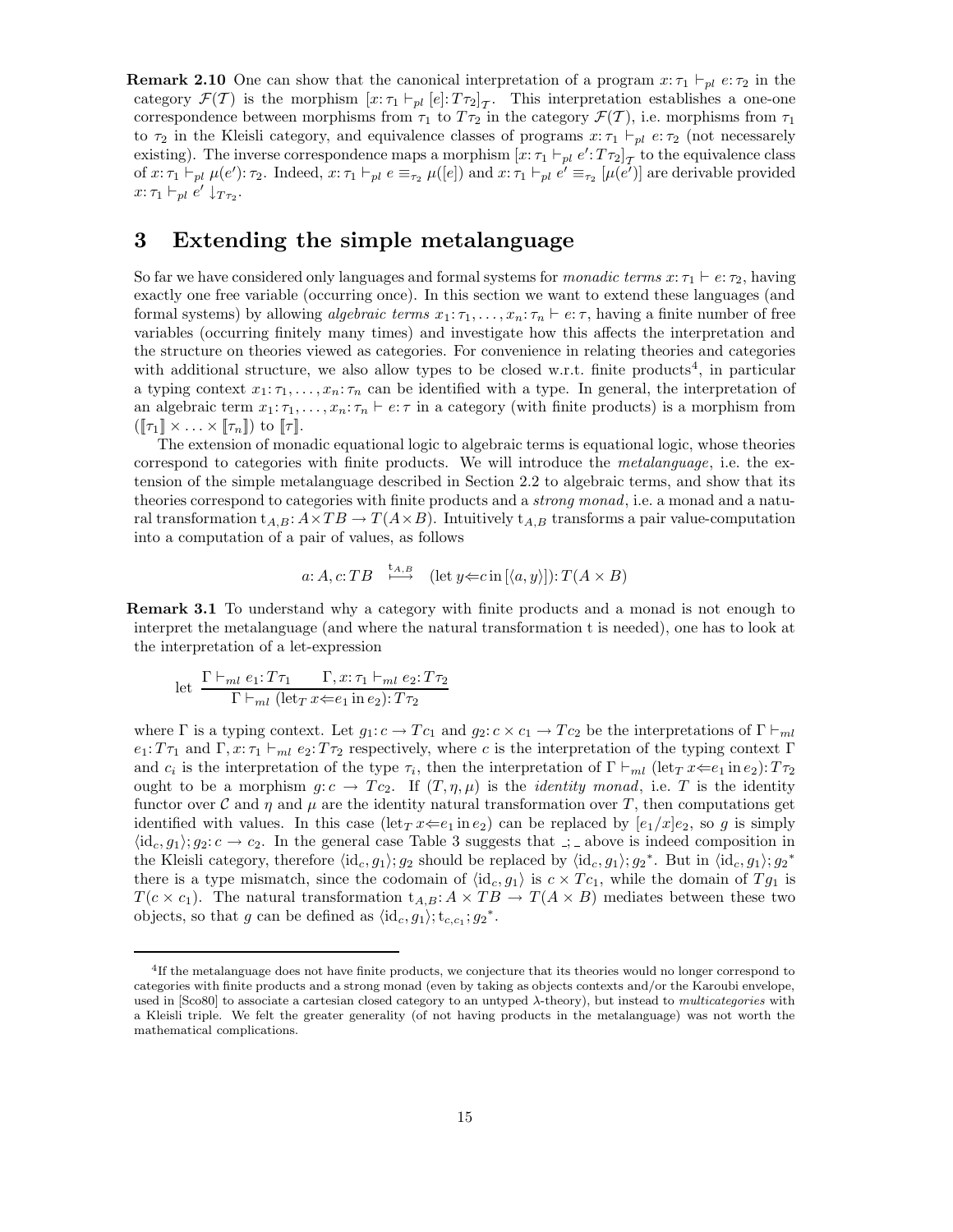**Remark 2.10** One can show that the canonical interpretation of a program $x{:}\,\tau_1 \vdash_{pl} e{:}\,\tau_2$ in the category $\mathcal{F}(\mathcal{T})$ is the morphism $[x{:}\,\tau_1 \vdash_{pl} [e]{:}\,T\tau_2]_{\mathcal{T}}$. This interpretation establishes a one-one correspondence between morphisms from $\tau_1$ to $T\tau_2$ in the category $\mathcal{F}(\mathcal{T})$, i.e. morphisms from $\tau_1$ to $\tau_2$ in the Kleisli category, and equivalence classes of programs $x{:}\,\tau_1 \vdash_{pl} e{:}\,\tau_2$ (not necessarely existing). The inverse correspondence maps a morphism $[x{:}\,\tau_1 \vdash_{pl} e'{:}\,T\tau_2]_{\mathcal{T}}$ to the equivalence class of $x{:}\,\tau_1 \vdash_{pl} \mu(e'){:}\,\tau_2$. Indeed, $x{:}\,\tau_1 \vdash_{pl} e \equiv_{\tau_2} \mu([e])$ and $x{:}\,\tau_1 \vdash_{pl} e' \equiv_{\tau_2} [\mu(e')]$ are derivable provided $x{:}\,\tau_1 \vdash_{pl} e' \downarrow_{T\tau_2}$.

# 3 Extending the simple metalanguage

So far we have considered only languages and formal systems for *monadic terms* $x{:}\,\tau_1 \vdash e{:}\,\tau_2$, having exactly one free variable (occurring once). In this section we want to extend these languages (and formal systems) by allowing *algebraic terms* $x_1{:}\,\tau_1, \ldots, x_n{:}\,\tau_n \vdash e{:}\,\tau$, having a finite number of free variables (occurring finitely many times) and investigate how this affects the interpretation and the structure on theories viewed as categories. For convenience in relating theories and categories with additional structure, we also allow types to be closed w.r.t. finite products[4], in particular a typing context $x_1{:}\,\tau_1, \ldots, x_n{:}\,\tau_n$ can be identified with a type. In general, the interpretation of an algebraic term $x_1{:}\,\tau_1, \ldots, x_n{:}\,\tau_n \vdash e{:}\,\tau$ in a category (with finite products) is a morphism from $([\![\tau_1]\!] \times \ldots \times [\![\tau_n]\!])$ to $[\![\tau]\!]$.

The extension of monadic equational logic to algebraic terms is equational logic, whose theories correspond to categories with finite products. We will introduce the *metalanguage*, i.e. the extension of the simple metalanguage described in Section 2.2 to algebraic terms, and show that its theories correspond to categories with finite products and a *strong monad*, i.e. a monad and a natural transformation $\mathrm{t}_{A,B}{:}\, A \times TB \to T(A \times B)$. Intuitively $\mathrm{t}_{A,B}$ transforms a pair value-computation into a computation of a pair of values, as follows

$$a{:}\,A, c{:}\,TB \quad \stackrel{\mathrm{t}_{A,B}}{\longmapsto} \quad (\mathrm{let}\; y {\Leftarrow} c \;\mathrm{in}\; [\langle a, y \rangle]){:}\,T(A \times B)$$

**Remark 3.1** To understand why a category with finite products and a monad is not enough to interpret the metalanguage (and where the natural transformation t is needed), one has to look at the interpretation of a let-expression

$$\text{let} \; \frac{\Gamma \vdash_{ml} e_1{:}\,T\tau_1 \qquad \Gamma, x{:}\,\tau_1 \vdash_{ml} e_2{:}\,T\tau_2}{\Gamma \vdash_{ml} (\mathrm{let}_T\; x {\Leftarrow} e_1 \;\mathrm{in}\; e_2){:}\,T\tau_2}$$

where $\Gamma$ is a typing context. Let $g_1{:}\,c \to Tc_1$ and $g_2{:}\,c \times c_1 \to Tc_2$ be the interpretations of $\Gamma \vdash_{ml} e_1{:}\,T\tau_1$ and $\Gamma, x{:}\,\tau_1 \vdash_{ml} e_2{:}\,T\tau_2$ respectively, where $c$ is the interpretation of the typing context $\Gamma$ and $c_i$ is the interpretation of the type $\tau_i$, then the interpretation of $\Gamma \vdash_{ml} (\mathrm{let}_T\; x {\Leftarrow} e_1 \;\mathrm{in}\; e_2){:}\,T\tau_2$ ought to be a morphism $g{:}\,c \to Tc_2$. If $(T, \eta, \mu)$ is the *identity monad*, i.e. $T$ is the identity functor over $\mathcal{C}$ and $\eta$ and $\mu$ are the identity natural transformation over $T$, then computations get identified with values. In this case $(\mathrm{let}_T\; x {\Leftarrow} e_1 \;\mathrm{in}\; e_2)$ can be replaced by $[e_1/x]e_2$, so $g$ is simply $\langle \mathrm{id}_c, g_1 \rangle; g_2{:}\,c \to c_2$. In the general case Table 3 suggests that $\_;\_$ above is indeed composition in the Kleisli category, therefore $\langle \mathrm{id}_c, g_1 \rangle; g_2$ should be replaced by $\langle \mathrm{id}_c, g_1 \rangle; {g_2}^*$. But in $\langle \mathrm{id}_c, g_1 \rangle; {g_2}^*$ there is a type mismatch, since the codomain of $\langle \mathrm{id}_c, g_1 \rangle$ is $c \times Tc_1$, while the domain of $Tg_1$ is $T(c \times c_1)$. The natural transformation $\mathrm{t}_{A,B}{:}\, A \times TB \to T(A \times B)$ mediates between these two objects, so that $g$ can be defined as $\langle \mathrm{id}_c, g_1 \rangle; \mathrm{t}_{c,c_1}; {g_2}^*$.

---

[4] If the metalanguage does not have finite products, we conjecture that its theories would no longer correspond to categories with finite products and a strong monad (even by taking as objects contexts and/or the Karoubi envelope, used in [Sco80] to associate a cartesian closed category to an untyped $\lambda$-theory), but instead to *multicategories* with a Kleisli triple. We felt the greater generality (of not having products in the metalanguage) was not worth the mathematical complications.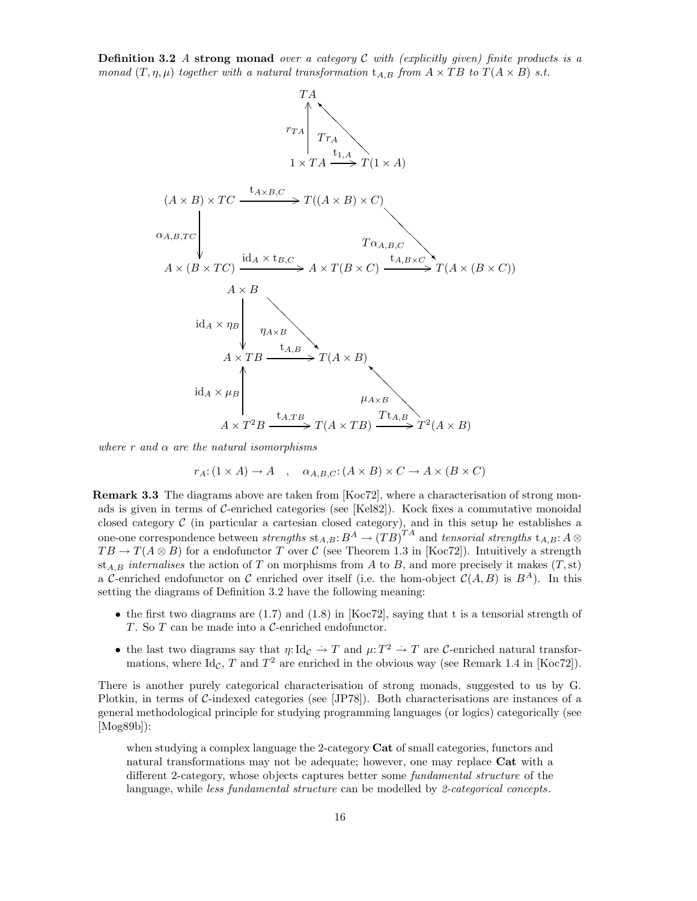**Definition 3.2** A **strong monad** *over a category $\mathcal{C}$ with (explicitly given) finite products is a monad $(T, \eta, \mu)$ together with a natural transformation $\mathrm{t}_{A,B}$ from $A \times TB$ to $T(A \times B)$ s.t.*

$$
\begin{array}{ccc}
 & TA & \\
 r_{TA} \uparrow & \nwarrow Tr_A & \\
 1 \times TA & \xrightarrow{\mathrm{t}_{1,A}} & T(1 \times A)
\end{array}
$$

$$
\begin{array}{ccccc}
(A \times B) \times TC & \xrightarrow{\mathrm{t}_{A \times B, C}} & T((A \times B) \times C) & & \\
\alpha_{A,B,TC} \downarrow & & & \searrow T\alpha_{A,B,C} & \\
A \times (B \times TC) & \xrightarrow{\mathrm{id}_A \times \mathrm{t}_{B,C}} & A \times T(B \times C) & \xrightarrow{\mathrm{t}_{A,B \times C}} & T(A \times (B \times C))
\end{array}
$$

$$
\begin{array}{ccccc}
A \times B & & & & \\
\mathrm{id}_A \times \eta_B \downarrow & \searrow \eta_{A \times B} & & & \\
A \times TB & \xrightarrow{\mathrm{t}_{A,B}} & T(A \times B) & & \\
\mathrm{id}_A \times \mu_B \uparrow & & & \nwarrow \mu_{A \times B} & \\
A \times T^2 B & \xrightarrow{\mathrm{t}_{A,TB}} & T(A \times TB) & \xrightarrow{T\mathrm{t}_{A,B}} & T^2(A \times B)
\end{array}
$$

*where $r$ and $\alpha$ are the natural isomorphisms*

$$
r_A : (1 \times A) \to A \quad , \quad \alpha_{A,B,C} : (A \times B) \times C \to A \times (B \times C)
$$

**Remark 3.3** The diagrams above are taken from [Koc72], where a characterisation of strong monads is given in terms of $\mathcal{C}$-enriched categories (see [Kel82]). Kock fixes a commutative monoidal closed category $\mathcal{C}$ (in particular a cartesian closed category), and in this setup he establishes a one-one correspondence between *strengths* $\mathrm{st}_{A,B} : B^A \to (TB)^{TA}$ and *tensorial strengths* $\mathrm{t}_{A,B} : A \otimes TB \to T(A \otimes B)$ for a endofunctor $T$ over $\mathcal{C}$ (see Theorem 1.3 in [Koc72]). Intuitively a strength $\mathrm{st}_{A,B}$ *internalises* the action of $T$ on morphisms from $A$ to $B$, and more precisely it makes $(T, \mathrm{st})$ a $\mathcal{C}$-enriched endofunctor on $\mathcal{C}$ enriched over itself (i.e. the hom-object $\mathcal{C}(A, B)$ is $B^A$). In this setting the diagrams of Definition 3.2 have the following meaning:

- the first two diagrams are (1.7) and (1.8) in [Koc72], saying that t is a tensorial strength of $T$. So $T$ can be made into a $\mathcal{C}$-enriched endofunctor.
- the last two diagrams say that $\eta : \mathrm{Id}_{\mathcal{C}} \dot{\to} T$ and $\mu : T^2 \dot{\to} T$ are $\mathcal{C}$-enriched natural transformations, where $\mathrm{Id}_{\mathcal{C}}$, $T$ and $T^2$ are enriched in the obvious way (see Remark 1.4 in [Koc72]).

There is another purely categorical characterisation of strong monads, suggested to us by G. Plotkin, in terms of $\mathcal{C}$-indexed categories (see [JP78]). Both characterisations are instances of a general methodological principle for studying programming languages (or logics) categorically (see [Mog89b]):

> when studying a complex language the 2-category **Cat** of small categories, functors and natural transformations may not be adequate; however, one may replace **Cat** with a different 2-category, whose objects captures better some *fundamental structure* of the language, while *less fundamental structure* can be modelled by *2-categorical concepts*.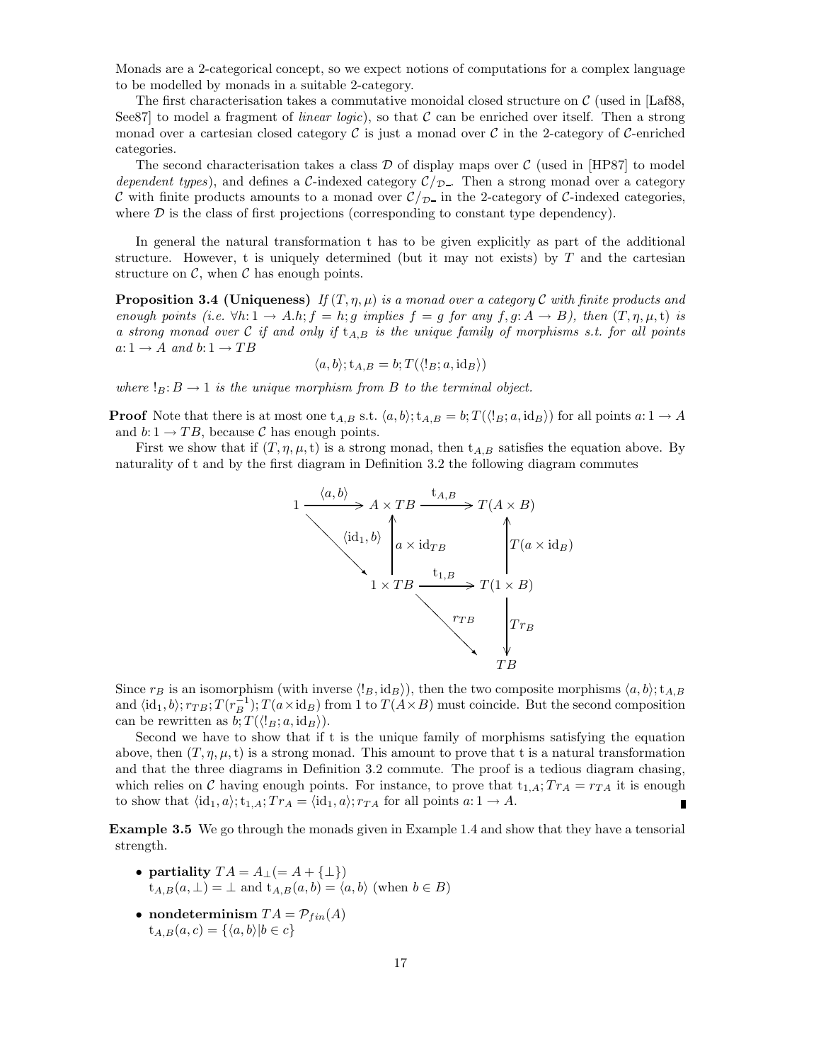Monads are a 2-categorical concept, so we expect notions of computations for a complex language to be modelled by monads in a suitable 2-category.

The first characterisation takes a commutative monoidal closed structure on $\mathcal{C}$ (used in [Laf88, See87] to model a fragment of *linear logic*), so that $\mathcal{C}$ can be enriched over itself. Then a strong monad over a cartesian closed category $\mathcal{C}$ is just a monad over $\mathcal{C}$ in the 2-category of $\mathcal{C}$-enriched categories.

The second characterisation takes a class $\mathcal{D}$ of display maps over $\mathcal{C}$ (used in [HP87] to model *dependent types*), and defines a $\mathcal{C}$-indexed category $\mathcal{C}/_{\mathcal{D}}\_$. Then a strong monad over a category $\mathcal{C}$ with finite products amounts to a monad over $\mathcal{C}/_{\mathcal{D}}\_$ in the 2-category of $\mathcal{C}$-indexed categories, where $\mathcal{D}$ is the class of first projections (corresponding to constant type dependency).

In general the natural transformation t has to be given explicitly as part of the additional structure. However, t is uniquely determined (but it may not exists) by $T$ and the cartesian structure on $\mathcal{C}$, when $\mathcal{C}$ has enough points.

**Proposition 3.4 (Uniqueness)** *If $(T, \eta, \mu)$ is a monad over a category $\mathcal{C}$ with finite products and enough points (i.e. $\forall h: 1 \to A. h; f = h; g$ implies $f = g$ for any $f, g: A \to B$), then $(T, \eta, \mu, \mathrm{t})$ is a strong monad over $\mathcal{C}$ if and only if $\mathrm{t}_{A,B}$ is the unique family of morphisms s.t. for all points $a: 1 \to A$ and $b: 1 \to TB$*

$$\langle a, b\rangle; \mathrm{t}_{A,B} = b; T(\langle !_B; a, \mathrm{id}_B\rangle)$$

*where $!_B: B \to 1$ is the unique morphism from $B$ to the terminal object.*

**Proof** Note that there is at most one $\mathrm{t}_{A,B}$ s.t. $\langle a, b\rangle; \mathrm{t}_{A,B} = b; T(\langle !_B; a, \mathrm{id}_B\rangle)$ for all points $a: 1 \to A$ and $b: 1 \to TB$, because $\mathcal{C}$ has enough points.

First we show that if $(T, \eta, \mu, \mathrm{t})$ is a strong monad, then $\mathrm{t}_{A,B}$ satisfies the equation above. By naturality of t and by the first diagram in Definition 3.2 the following diagram commutes

$$\begin{array}{ccccc}
1 & \xrightarrow{\langle a, b\rangle} & A \times TB & \xrightarrow{\mathrm{t}_{A,B}} & T(A \times B) \\
 & \searrow^{\langle \mathrm{id}_1, b\rangle} & \uparrow{\scriptstyle a \times \mathrm{id}_{TB}} & & \uparrow{\scriptstyle T(a \times \mathrm{id}_B)} \\
 & & 1 \times TB & \xrightarrow{\mathrm{t}_{1,B}} & T(1 \times B) \\
 & & & \searrow^{r_{TB}} & \downarrow{\scriptstyle Tr_B} \\
 & & & & TB
\end{array}$$

Since $r_B$ is an isomorphism (with inverse $\langle !_B, \mathrm{id}_B\rangle$), then the two composite morphisms $\langle a, b\rangle; \mathrm{t}_{A,B}$ and $\langle \mathrm{id}_1, b\rangle; r_{TB}; T(r_B^{-1}); T(a \times \mathrm{id}_B)$ from 1 to $T(A \times B)$ must coincide. But the second composition can be rewritten as $b; T(\langle !_B; a, \mathrm{id}_B\rangle)$.

Second we have to show that if t is the unique family of morphisms satisfying the equation above, then $(T, \eta, \mu, \mathrm{t})$ is a strong monad. This amount to prove that t is a natural transformation and that the three diagrams in Definition 3.2 commute. The proof is a tedious diagram chasing, which relies on $\mathcal{C}$ having enough points. For instance, to prove that $\mathrm{t}_{1,A}; Tr_A = r_{TA}$ it is enough to show that $\langle \mathrm{id}_1, a\rangle; \mathrm{t}_{1,A}; Tr_A = \langle \mathrm{id}_1, a\rangle; r_{TA}$ for all points $a: 1 \to A$. ∎

**Example 3.5** We go through the monads given in Example 1.4 and show that they have a tensorial strength.

- **partiality** $TA = A_\perp (= A + \{\perp\})$
  $\mathrm{t}_{A,B}(a, \perp) = \perp$ and $\mathrm{t}_{A,B}(a, b) = \langle a, b\rangle$ (when $b \in B$)
- **nondeterminism** $TA = \mathcal{P}_{fin}(A)$
  $\mathrm{t}_{A,B}(a, c) = \{\langle a, b\rangle | b \in c\}$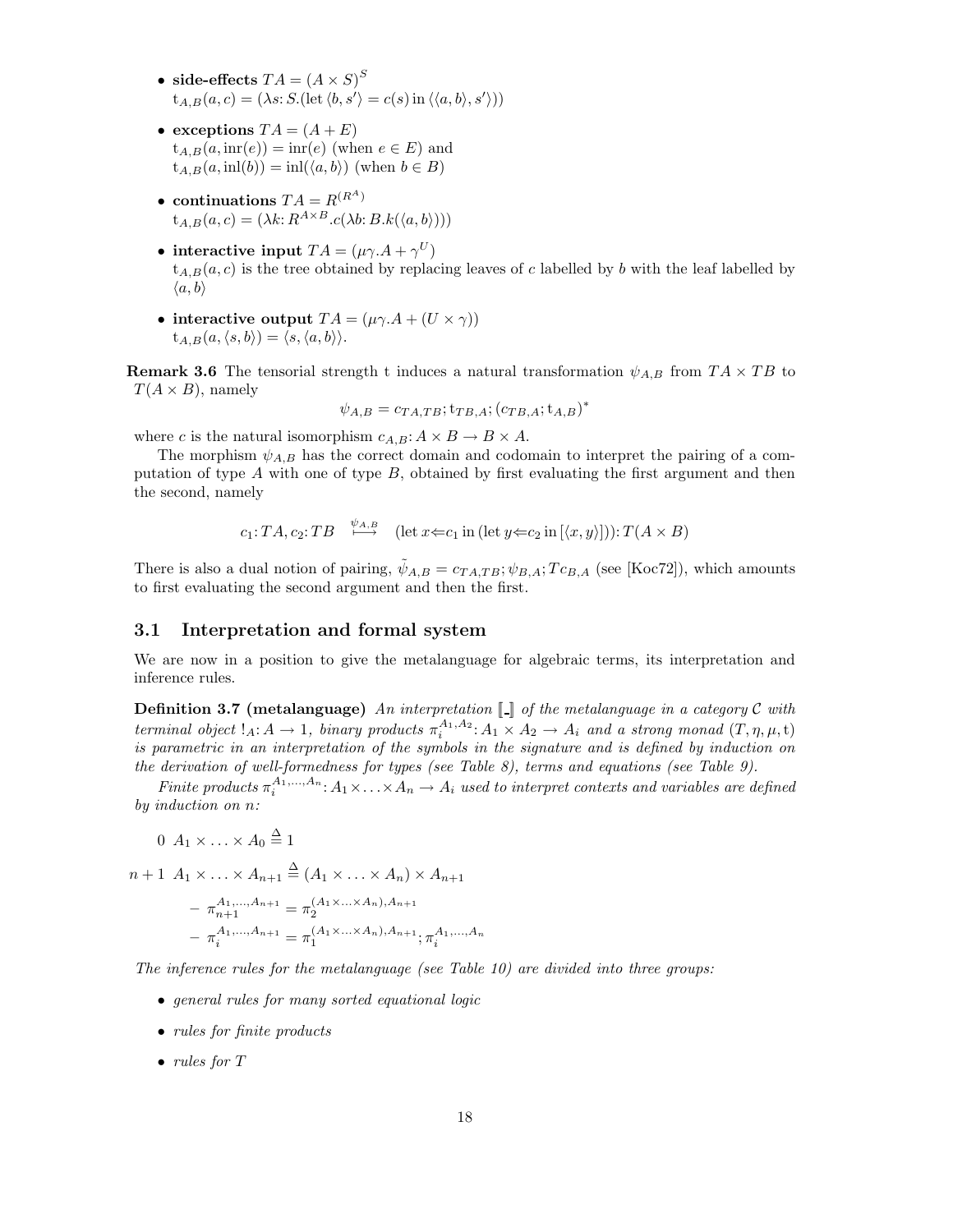- **side-effects** $TA = (A \times S)^S$
  $\mathrm{t}_{A,B}(a, c) = (\lambda s{:}\, S.(\mathrm{let}\ \langle b, s'\rangle = c(s)\ \mathrm{in}\ \langle\langle a, b\rangle, s'\rangle))$

- **exceptions** $TA = (A + E)$
  $\mathrm{t}_{A,B}(a, \mathrm{inr}(e)) = \mathrm{inr}(e)$ (when $e \in E$) and
  $\mathrm{t}_{A,B}(a, \mathrm{inl}(b)) = \mathrm{inl}(\langle a, b\rangle)$ (when $b \in B$)

- **continuations** $TA = R^{(R^A)}$
  $\mathrm{t}_{A,B}(a, c) = (\lambda k{:}\, R^{A\times B}.c(\lambda b{:}\, B.k(\langle a, b\rangle)))$

- **interactive input** $TA = (\mu\gamma.A + \gamma^U)$
  $\mathrm{t}_{A,B}(a, c)$ is the tree obtained by replacing leaves of $c$ labelled by $b$ with the leaf labelled by $\langle a, b\rangle$

- **interactive output** $TA = (\mu\gamma.A + (U \times \gamma))$
  $\mathrm{t}_{A,B}(a, \langle s, b\rangle) = \langle s, \langle a, b\rangle\rangle$.

**Remark 3.6** The tensorial strength t induces a natural transformation $\psi_{A,B}$ from $TA \times TB$ to $T(A \times B)$, namely

$$\psi_{A,B} = c_{TA,TB}; \mathrm{t}_{TB,A}; (c_{TB,A}; \mathrm{t}_{A,B})^*$$

where $c$ is the natural isomorphism $c_{A,B}{:}\, A \times B \to B \times A$.

The morphism $\psi_{A,B}$ has the correct domain and codomain to interpret the pairing of a computation of type $A$ with one of type $B$, obtained by first evaluating the first argument and then the second, namely

$$c_1{:}\, TA, c_2{:}\, TB \quad \overset{\psi_{A,B}}{\longmapsto} \quad (\mathrm{let}\ x{\Leftarrow}c_1\ \mathrm{in}\ (\mathrm{let}\ y{\Leftarrow}c_2\ \mathrm{in}\ [\langle x, y\rangle])){:}\, T(A \times B)$$

There is also a dual notion of pairing, $\tilde{\psi}_{A,B} = c_{TA,TB}; \psi_{B,A}; Tc_{B,A}$ (see [Koc72]), which amounts to first evaluating the second argument and then the first.

### 3.1 Interpretation and formal system

We are now in a position to give the metalanguage for algebraic terms, its interpretation and inference rules.

**Definition 3.7 (metalanguage)** *An interpretation $[\![\_]\!]$ of the metalanguage in a category $\mathcal{C}$ with terminal object $!_A{:}\, A \to 1$, binary products $\pi_i^{A_1,A_2}{:}\, A_1 \times A_2 \to A_i$ and a strong monad $(T, \eta, \mu, \mathrm{t})$ is parametric in an interpretation of the symbols in the signature and is defined by induction on the derivation of well-formedness for types (see Table 8), terms and equations (see Table 9).*

*Finite products $\pi_i^{A_1,\ldots,A_n}{:}\, A_1 \times \ldots \times A_n \to A_i$ used to interpret contexts and variables are defined by induction on $n$:*

0 $A_1 \times \ldots \times A_0 \stackrel{\Delta}{=} 1$

$n+1$ $A_1 \times \ldots \times A_{n+1} \stackrel{\Delta}{=} (A_1 \times \ldots \times A_n) \times A_{n+1}$

- $\pi_{n+1}^{A_1,\ldots,A_{n+1}} = \pi_2^{(A_1\times\ldots\times A_n),A_{n+1}}$
- $\pi_i^{A_1,\ldots,A_{n+1}} = \pi_1^{(A_1\times\ldots\times A_n),A_{n+1}}; \pi_i^{A_1,\ldots,A_n}$

*The inference rules for the metalanguage (see Table 10) are divided into three groups:*

- *general rules for many sorted equational logic*
- *rules for finite products*
- *rules for T*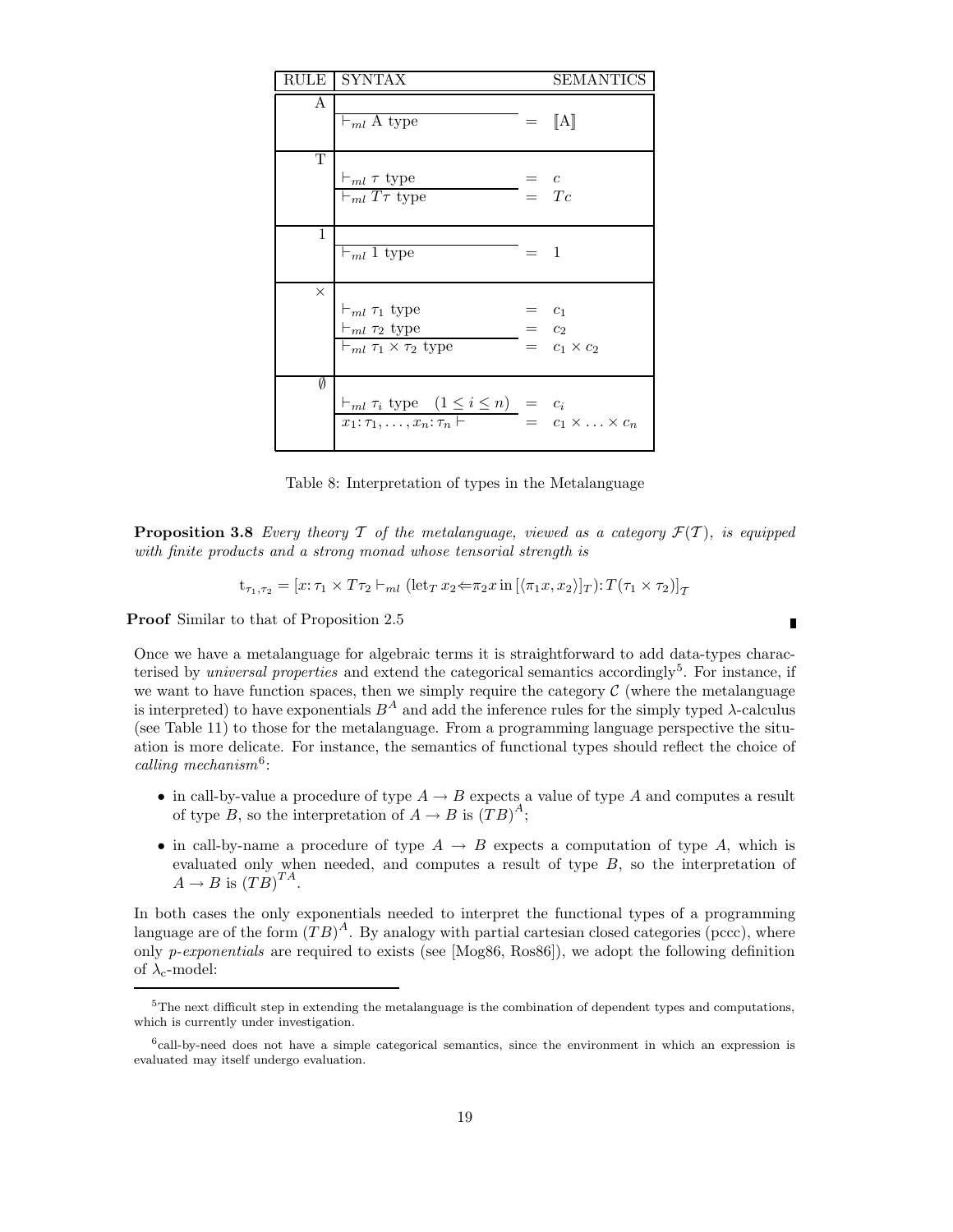| RULE | SYNTAX | | SEMANTICS |
|---|---|---|---|
| A | $\vdash_{ml}$ A type | $=$ | $[\![\mathrm{A}]\!]$ |
| T | $\vdash_{ml} \tau$ type | $=$ | $c$ |
| | $\vdash_{ml} T\tau$ type | $=$ | $Tc$ |
| 1 | $\vdash_{ml}$ 1 type | $=$ | $1$ |
| $\times$ | $\vdash_{ml} \tau_1$ type | $=$ | $c_1$ |
| | $\vdash_{ml} \tau_2$ type | $=$ | $c_2$ |
| | $\vdash_{ml} \tau_1 \times \tau_2$ type | $=$ | $c_1 \times c_2$ |
| $\emptyset$ | $\vdash_{ml} \tau_i$ type $\quad (1 \leq i \leq n)$ | $=$ | $c_i$ |
| | $x_1 \colon \tau_1, \ldots, x_n \colon \tau_n \vdash$ | $=$ | $c_1 \times \ldots \times c_n$ |

Table 8: Interpretation of types in the Metalanguage

**Proposition 3.8** *Every theory $\mathcal{T}$ of the metalanguage, viewed as a category $\mathcal{F}(\mathcal{T})$, is equipped with finite products and a strong monad whose tensorial strength is*

$$\mathrm{t}_{\tau_1,\tau_2} = [x\colon \tau_1 \times T\tau_2 \vdash_{ml} (\mathrm{let}_T\, x_2 \Leftarrow \pi_2 x \,\mathrm{in}\, [\langle \pi_1 x, x_2\rangle]_T)\colon T(\tau_1 \times \tau_2)]_{\mathcal{T}}$$

**Proof** Similar to that of Proposition 2.5

Once we have a metalanguage for algebraic terms it is straightforward to add data-types characterised by *universal properties* and extend the categorical semantics accordingly[5]. For instance, if we want to have function spaces, then we simply require the category $\mathcal{C}$ (where the metalanguage is interpreted) to have exponentials $B^A$ and add the inference rules for the simply typed $\lambda$-calculus (see Table 11) to those for the metalanguage. From a programming language perspective the situation is more delicate. For instance, the semantics of functional types should reflect the choice of *calling mechanism*[6]:

- in call-by-value a procedure of type $A \to B$ expects a value of type $A$ and computes a result of type $B$, so the interpretation of $A \to B$ is $(TB)^A$;
- in call-by-name a procedure of type $A \to B$ expects a computation of type $A$, which is evaluated only when needed, and computes a result of type $B$, so the interpretation of $A \to B$ is $(TB)^{TA}$.

In both cases the only exponentials needed to interpret the functional types of a programming language are of the form $(TB)^A$. By analogy with partial cartesian closed categories (pccc), where only *p-exponentials* are required to exists (see [Mog86, Ros86]), we adopt the following definition of $\lambda_c$-model:

---

[5] The next difficult step in extending the metalanguage is the combination of dependent types and computations, which is currently under investigation.

[6] call-by-need does not have a simple categorical semantics, since the environment in which an expression is evaluated may itself undergo evaluation.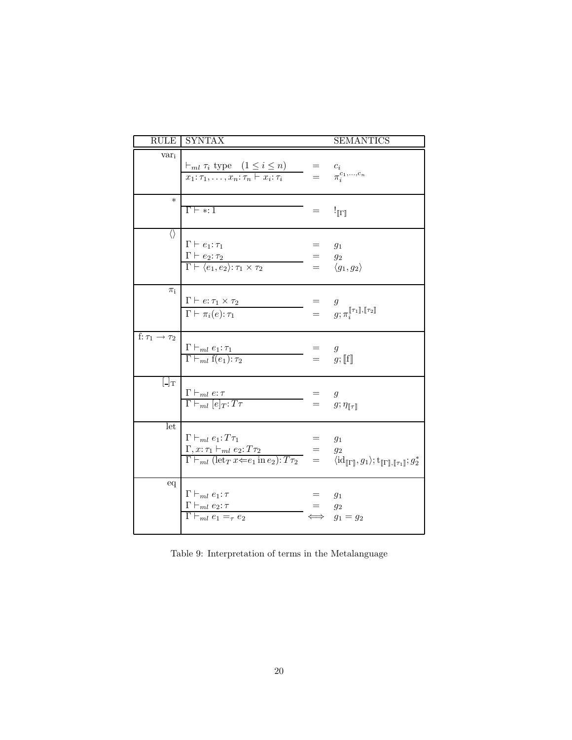| RULE | SYNTAX | | SEMANTICS |
|---|---|---|---|
| $\mathrm{var_i}$ | $\vdash_{ml} \tau_i$ type $\quad (1 \leq i \leq n)$ | $=$ | $c_i$ |
| | $x_1{:}\,\tau_1, \ldots, x_n{:}\,\tau_n \vdash x_i{:}\,\tau_i$ | $=$ | $\pi_i^{c_1,\ldots,c_n}$ |
| $*$ | $\Gamma \vdash *{:}\,1$ | $=$ | $!_{[\![\Gamma]\!]}$ |
| $\langle\rangle$ | $\Gamma \vdash e_1{:}\,\tau_1$ | $=$ | $g_1$ |
| | $\Gamma \vdash e_2{:}\,\tau_2$ | $=$ | $g_2$ |
| | $\Gamma \vdash \langle e_1, e_2\rangle{:}\,\tau_1 \times \tau_2$ | $=$ | $\langle g_1, g_2\rangle$ |
| $\pi_\mathrm{i}$ | $\Gamma \vdash e{:}\,\tau_1 \times \tau_2$ | $=$ | $g$ |
| | $\Gamma \vdash \pi_i(e){:}\,\tau_1$ | $=$ | $g; \pi_i^{[\![\tau_1]\!],[\![\tau_2]\!]}$ |
| $\mathrm{f}{:}\,\tau_1 \to \tau_2$ | $\Gamma \vdash_{ml} e_1{:}\,\tau_1$ | $=$ | $g$ |
| | $\Gamma \vdash_{ml} \mathrm{f}(e_1){:}\,\tau_2$ | $=$ | $g; [\![\mathrm{f}]\!]$ |
| $[\_]_\mathrm{T}$ | $\Gamma \vdash_{ml} e{:}\,\tau$ | $=$ | $g$ |
| | $\Gamma \vdash_{ml} [e]_T{:}\,T\tau$ | $=$ | $g; \eta_{[\![\tau]\!]}$ |
| let | $\Gamma \vdash_{ml} e_1{:}\,T\tau_1$ | $=$ | $g_1$ |
| | $\Gamma, x{:}\,\tau_1 \vdash_{ml} e_2{:}\,T\tau_2$ | $=$ | $g_2$ |
| | $\Gamma \vdash_{ml} (\mathrm{let}_T\, x{\Leftarrow}e_1 \,\mathrm{in}\, e_2){:}\,T\tau_2$ | $=$ | $\langle \mathrm{id}_{[\![\Gamma]\!]}, g_1\rangle; \mathrm{t}_{[\![\Gamma]\!],[\![\tau_1]\!]}; g_2^*$ |
| eq | $\Gamma \vdash_{ml} e_1{:}\,\tau$ | $=$ | $g_1$ |
| | $\Gamma \vdash_{ml} e_2{:}\,\tau$ | $=$ | $g_2$ |
| | $\Gamma \vdash_{ml} e_1 =_\tau e_2$ | $\iff$ | $g_1 = g_2$ |

Table 9: Interpretation of terms in the Metalanguage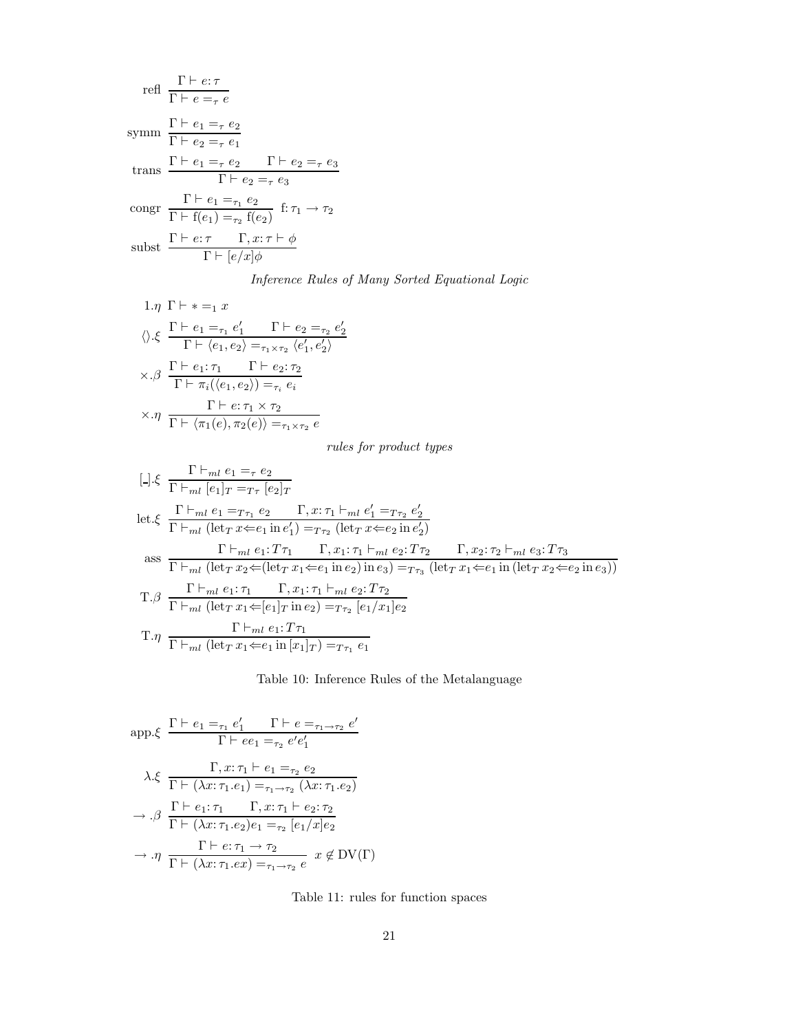$$\text{refl}\ \frac{\Gamma \vdash e\colon \tau}{\Gamma \vdash e =_\tau e}$$

$$\text{symm}\ \frac{\Gamma \vdash e_1 =_\tau e_2}{\Gamma \vdash e_2 =_\tau e_1}$$

$$\text{trans}\ \frac{\Gamma \vdash e_1 =_\tau e_2 \qquad \Gamma \vdash e_2 =_\tau e_3}{\Gamma \vdash e_2 =_\tau e_3}$$

$$\text{congr}\ \frac{\Gamma \vdash e_1 =_{\tau_1} e_2}{\Gamma \vdash \mathrm{f}(e_1) =_{\tau_2} \mathrm{f}(e_2)}\ \mathrm{f}\colon \tau_1 \to \tau_2$$

$$\text{subst}\ \frac{\Gamma \vdash e\colon \tau \qquad \Gamma, x\colon \tau \vdash \phi}{\Gamma \vdash [e/x]\phi}$$

*Inference Rules of Many Sorted Equational Logic*

$$1.\eta\ \ \Gamma \vdash * =_1 x$$

$$\langle\rangle.\xi\ \frac{\Gamma \vdash e_1 =_{\tau_1} e_1' \qquad \Gamma \vdash e_2 =_{\tau_2} e_2'}{\Gamma \vdash \langle e_1, e_2\rangle =_{\tau_1 \times \tau_2} \langle e_1', e_2'\rangle}$$

$$\times.\beta\ \frac{\Gamma \vdash e_1\colon \tau_1 \qquad \Gamma \vdash e_2\colon \tau_2}{\Gamma \vdash \pi_i(\langle e_1, e_2\rangle) =_{\tau_i} e_i}$$

$$\times.\eta\ \frac{\Gamma \vdash e\colon \tau_1 \times \tau_2}{\Gamma \vdash \langle \pi_1(e), \pi_2(e)\rangle =_{\tau_1 \times \tau_2} e}$$

*rules for product types*

$$[\_].\xi\ \frac{\Gamma \vdash_{ml} e_1 =_\tau e_2}{\Gamma \vdash_{ml} [e_1]_T =_{T\tau} [e_2]_T}$$

$$\text{let}.\xi\ \frac{\Gamma \vdash_{ml} e_1 =_{T\tau_1} e_2 \qquad \Gamma, x\colon \tau_1 \vdash_{ml} e_1' =_{T\tau_2} e_2'}{\Gamma \vdash_{ml} (\mathrm{let}_T\, x \Leftarrow e_1 \,\mathrm{in}\, e_1') =_{T\tau_2} (\mathrm{let}_T\, x \Leftarrow e_2 \,\mathrm{in}\, e_2')}$$

$$\text{ass}\ \frac{\Gamma \vdash_{ml} e_1\colon T\tau_1 \qquad \Gamma, x_1\colon \tau_1 \vdash_{ml} e_2\colon T\tau_2 \qquad \Gamma, x_2\colon \tau_2 \vdash_{ml} e_3\colon T\tau_3}{\Gamma \vdash_{ml} (\mathrm{let}_T\, x_2 \Leftarrow (\mathrm{let}_T\, x_1 \Leftarrow e_1 \,\mathrm{in}\, e_2) \,\mathrm{in}\, e_3) =_{T\tau_3} (\mathrm{let}_T\, x_1 \Leftarrow e_1 \,\mathrm{in}\, (\mathrm{let}_T\, x_2 \Leftarrow e_2 \,\mathrm{in}\, e_3))}$$

$$\mathrm{T}.\beta\ \frac{\Gamma \vdash_{ml} e_1\colon \tau_1 \qquad \Gamma, x_1\colon \tau_1 \vdash_{ml} e_2\colon T\tau_2}{\Gamma \vdash_{ml} (\mathrm{let}_T\, x_1 \Leftarrow [e_1]_T \,\mathrm{in}\, e_2) =_{T\tau_2} [e_1/x_1]e_2}$$

$$\mathrm{T}.\eta\ \frac{\Gamma \vdash_{ml} e_1\colon T\tau_1}{\Gamma \vdash_{ml} (\mathrm{let}_T\, x_1 \Leftarrow e_1 \,\mathrm{in}\, [x_1]_T) =_{T\tau_1} e_1}$$

Table 10: Inference Rules of the Metalanguage

$$\text{app}.\xi\ \frac{\Gamma \vdash e_1 =_{\tau_1} e_1' \qquad \Gamma \vdash e =_{\tau_1 \to \tau_2} e'}{\Gamma \vdash e e_1 =_{\tau_2} e' e_1'}$$

$$\lambda.\xi\ \frac{\Gamma, x\colon \tau_1 \vdash e_1 =_{\tau_2} e_2}{\Gamma \vdash (\lambda x\colon \tau_1.e_1) =_{\tau_1 \to \tau_2} (\lambda x\colon \tau_1.e_2)}$$

$$\to.\beta\ \frac{\Gamma \vdash e_1\colon \tau_1 \qquad \Gamma, x\colon \tau_1 \vdash e_2\colon \tau_2}{\Gamma \vdash (\lambda x\colon \tau_1.e_2)e_1 =_{\tau_2} [e_1/x]e_2}$$

$$\to.\eta\ \frac{\Gamma \vdash e\colon \tau_1 \to \tau_2}{\Gamma \vdash (\lambda x\colon \tau_1.ex) =_{\tau_1 \to \tau_2} e}\ \ x \notin \mathrm{DV}(\Gamma)$$

Table 11: rules for function spaces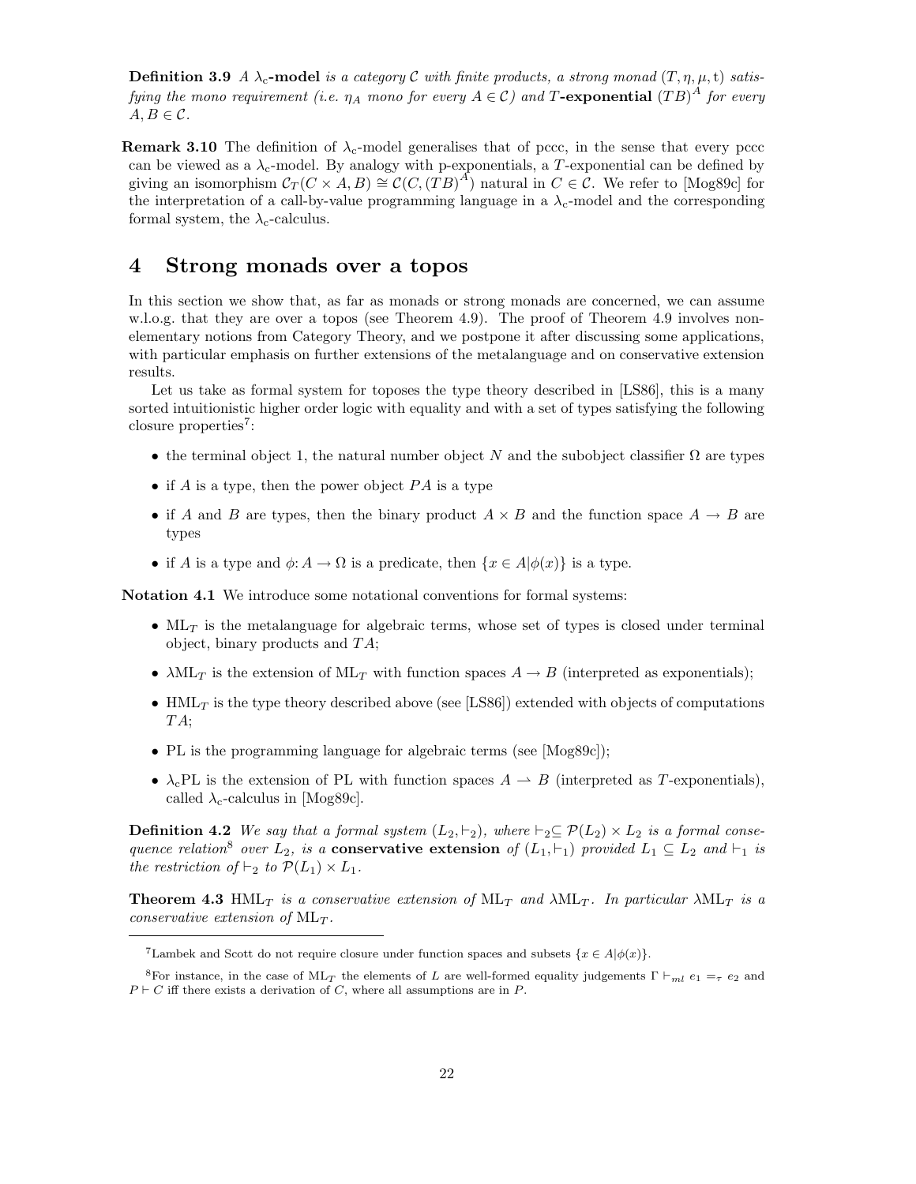**Definition 3.9** *A* $\lambda_c$**-model** *is a category* $\mathcal{C}$ *with finite products, a strong monad* $(T, \eta, \mu, \mathrm{t})$ *satisfying the mono requirement (i.e.* $\eta_A$ *mono for every* $A \in \mathcal{C}$*) and* $T$**-exponential** $(TB)^A$ *for every* $A, B \in \mathcal{C}$*.*

**Remark 3.10** The definition of $\lambda_c$-model generalises that of pccc, in the sense that every pccc can be viewed as a $\lambda_c$-model. By analogy with p-exponentials, a $T$-exponential can be defined by giving an isomorphism $\mathcal{C}_T(C \times A, B) \cong \mathcal{C}(C, (TB)^A)$ natural in $C \in \mathcal{C}$. We refer to [Mog89c] for the interpretation of a call-by-value programming language in a $\lambda_c$-model and the corresponding formal system, the $\lambda_c$-calculus.

# 4 Strong monads over a topos

In this section we show that, as far as monads or strong monads are concerned, we can assume w.l.o.g. that they are over a topos (see Theorem 4.9). The proof of Theorem 4.9 involves non-elementary notions from Category Theory, and we postpone it after discussing some applications, with particular emphasis on further extensions of the metalanguage and on conservative extension results.

Let us take as formal system for toposes the type theory described in [LS86], this is a many sorted intuitionistic higher order logic with equality and with a set of types satisfying the following closure properties[7]:

- the terminal object 1, the natural number object $N$ and the subobject classifier $\Omega$ are types
- if $A$ is a type, then the power object $PA$ is a type
- if $A$ and $B$ are types, then the binary product $A \times B$ and the function space $A \to B$ are types
- if $A$ is a type and $\phi: A \to \Omega$ is a predicate, then $\{x \in A | \phi(x)\}$ is a type.

**Notation 4.1** We introduce some notational conventions for formal systems:

- $\mathrm{ML}_T$ is the metalanguage for algebraic terms, whose set of types is closed under terminal object, binary products and $TA$;
- $\lambda\mathrm{ML}_T$ is the extension of $\mathrm{ML}_T$ with function spaces $A \to B$ (interpreted as exponentials);
- $\mathrm{HML}_T$ is the type theory described above (see [LS86]) extended with objects of computations $TA$;
- PL is the programming language for algebraic terms (see [Mog89c]);
- $\lambda_c$PL is the extension of PL with function spaces $A \rightharpoonup B$ (interpreted as $T$-exponentials), called $\lambda_c$-calculus in [Mog89c].

**Definition 4.2** *We say that a formal system* $(L_2, \vdash_2)$*, where* $\vdash_2 \subseteq \mathcal{P}(L_2) \times L_2$ *is a formal consequence relation*[8] *over* $L_2$*, is a* **conservative extension** *of* $(L_1, \vdash_1)$ *provided* $L_1 \subseteq L_2$ *and* $\vdash_1$ *is the restriction of* $\vdash_2$ *to* $\mathcal{P}(L_1) \times L_1$*.*

**Theorem 4.3** $\mathrm{HML}_T$ *is a conservative extension of* $\mathrm{ML}_T$ *and* $\lambda\mathrm{ML}_T$*. In particular* $\lambda\mathrm{ML}_T$ *is a conservative extension of* $\mathrm{ML}_T$*.*

---

[7] Lambek and Scott do not require closure under function spaces and subsets $\{x \in A | \phi(x)\}$.

[8] For instance, in the case of $\mathrm{ML}_T$ the elements of $L$ are well-formed equality judgements $\Gamma \vdash_{ml} e_1 =_\tau e_2$ and $P \vdash C$ iff there exists a derivation of $C$, where all assumptions are in $P$.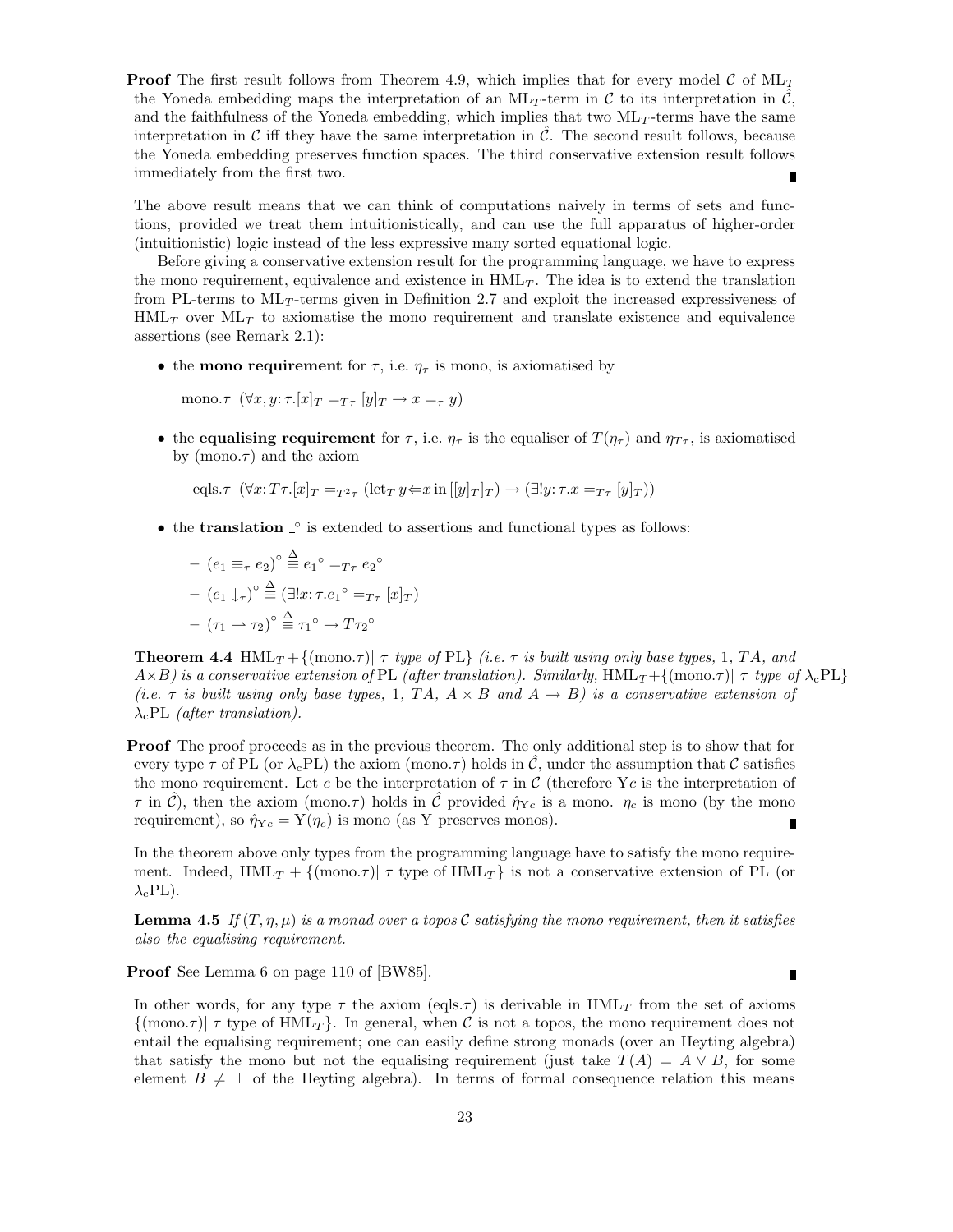**Proof** The first result follows from Theorem 4.9, which implies that for every model $\mathcal{C}$ of $\mathrm{ML}_T$ the Yoneda embedding maps the interpretation of an $\mathrm{ML}_T$-term in $\mathcal{C}$ to its interpretation in $\hat{\mathcal{C}}$, and the faithfulness of the Yoneda embedding, which implies that two $\mathrm{ML}_T$-terms have the same interpretation in $\mathcal{C}$ iff they have the same interpretation in $\hat{\mathcal{C}}$. The second result follows, because the Yoneda embedding preserves function spaces. The third conservative extension result follows immediately from the first two. ∎

The above result means that we can think of computations naively in terms of sets and functions, provided we treat them intuitionistically, and can use the full apparatus of higher-order (intuitionistic) logic instead of the less expressive many sorted equational logic.

Before giving a conservative extension result for the programming language, we have to express the mono requirement, equivalence and existence in $\mathrm{HML}_T$. The idea is to extend the translation from PL-terms to $\mathrm{ML}_T$-terms given in Definition 2.7 and exploit the increased expressiveness of $\mathrm{HML}_T$ over $\mathrm{ML}_T$ to axiomatise the mono requirement and translate existence and equivalence assertions (see Remark 2.1):

- the **mono requirement** for $\tau$, i.e. $\eta_\tau$ is mono, is axiomatised by

  mono.$\tau$ $(\forall x, y{:}\,\tau.[x]_T =_{T\tau} [y]_T \rightarrow x =_\tau y)$

- the **equalising requirement** for $\tau$, i.e. $\eta_\tau$ is the equaliser of $T(\eta_\tau)$ and $\eta_{T\tau}$, is axiomatised by (mono.$\tau$) and the axiom

  eqls.$\tau$ $(\forall x{:}\,T\tau.[x]_T =_{T^2\tau} (\mathrm{let}_T\, y{\Leftarrow}x \,\mathrm{in}\, [[y]_T]_T) \rightarrow (\exists! y{:}\,\tau.x =_{T\tau} [y]_T))$

- the **translation** $\_^\circ$ is extended to assertions and functional types as follows:

  – $(e_1 \equiv_\tau e_2)^\circ \stackrel{\Delta}{\equiv} {e_1}^\circ =_{T\tau} {e_2}^\circ$

  – $(e_1 \downarrow_\tau)^\circ \stackrel{\Delta}{\equiv} (\exists! x{:}\,\tau.{e_1}^\circ =_{T\tau} [x]_T)$

  – $(\tau_1 \rightharpoonup \tau_2)^\circ \stackrel{\Delta}{\equiv} {\tau_1}^\circ \rightarrow T{\tau_2}^\circ$

**Theorem 4.4** $\mathrm{HML}_T + \{(\mathrm{mono}.\tau) |\ \tau$ *type of* PL$\}$ *(i.e. $\tau$ is built using only base types, 1, $TA$, and $A{\times}B$) is a conservative extension of* PL *(after translation). Similarly,* $\mathrm{HML}_T + \{(\mathrm{mono}.\tau) |\ \tau$ *type of* $\lambda_c$PL$\}$ *(i.e. $\tau$ is built using only base types, 1, $TA$, $A \times B$ and $A \rightarrow B$) is a conservative extension of* $\lambda_c$PL *(after translation).*

**Proof** The proof proceeds as in the previous theorem. The only additional step is to show that for every type $\tau$ of PL (or $\lambda_c$PL) the axiom (mono.$\tau$) holds in $\hat{\mathcal{C}}$, under the assumption that $\mathcal{C}$ satisfies the mono requirement. Let $c$ be the interpretation of $\tau$ in $\mathcal{C}$ (therefore $\mathrm{Y}c$ is the interpretation of $\tau$ in $\hat{\mathcal{C}}$), then the axiom (mono.$\tau$) holds in $\hat{\mathcal{C}}$ provided $\hat{\eta}_{\mathrm{Y}c}$ is a mono. $\eta_c$ is mono (by the mono requirement), so $\hat{\eta}_{\mathrm{Y}c} = \mathrm{Y}(\eta_c)$ is mono (as Y preserves monos). ∎

In the theorem above only types from the programming language have to satisfy the mono requirement. Indeed, $\mathrm{HML}_T + \{(\mathrm{mono}.\tau) |\ \tau$ type of $\mathrm{HML}_T\}$ is not a conservative extension of PL (or $\lambda_c$PL).

**Lemma 4.5** *If $(T, \eta, \mu)$ is a monad over a topos $\mathcal{C}$ satisfying the mono requirement, then it satisfies also the equalising requirement.*

**Proof** See Lemma 6 on page 110 of [BW85]. ∎

In other words, for any type $\tau$ the axiom (eqls.$\tau$) is derivable in $\mathrm{HML}_T$ from the set of axioms $\{(\mathrm{mono}.\tau) |\ \tau$ type of $\mathrm{HML}_T\}$. In general, when $\mathcal{C}$ is not a topos, the mono requirement does not entail the equalising requirement; one can easily define strong monads (over an Heyting algebra) that satisfy the mono but not the equalising requirement (just take $T(A) = A \vee B$, for some element $B \neq \bot$ of the Heyting algebra). In terms of formal consequence relation this means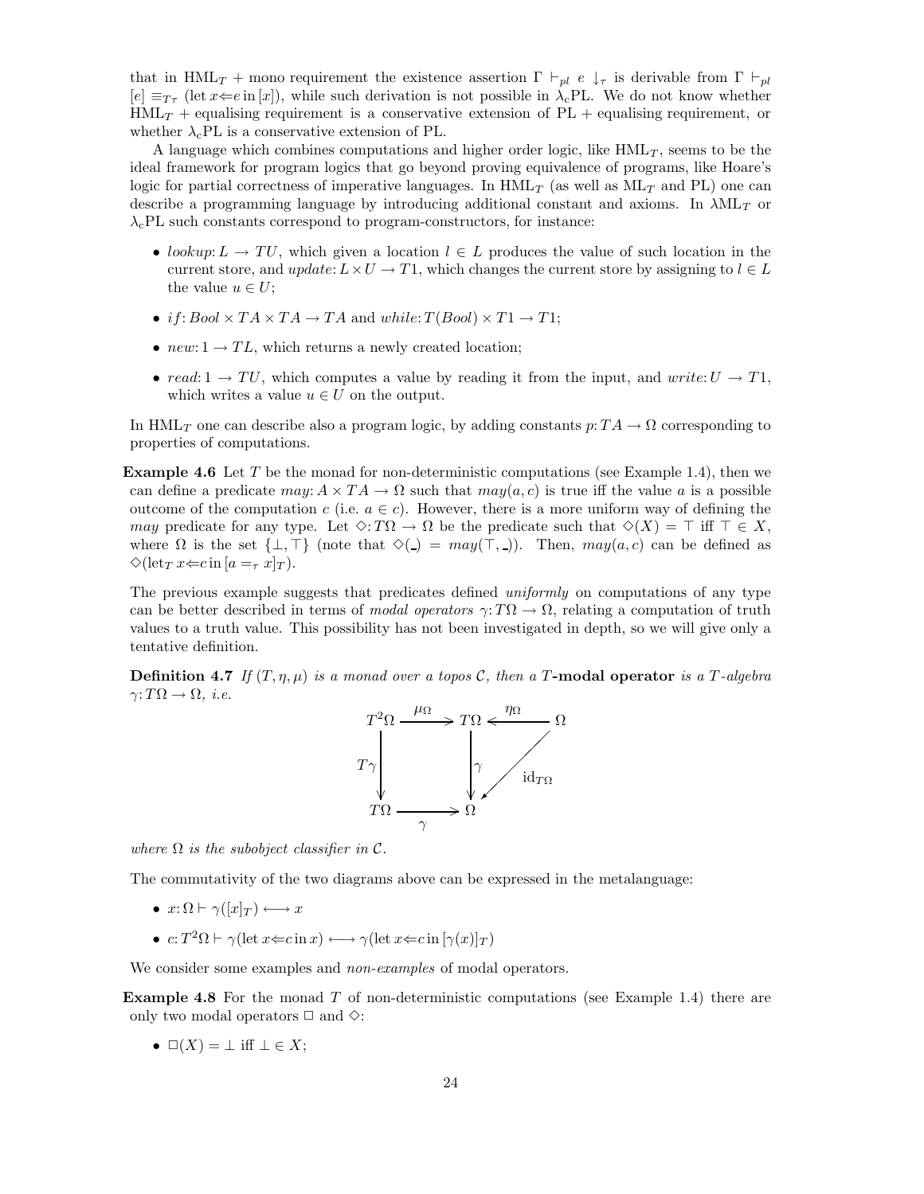that in $\mathrm{HML}_T$ + mono requirement the existence assertion $\Gamma \vdash_{pl} e \downarrow_\tau$ is derivable from $\Gamma \vdash_{pl} [e] \equiv_{T\tau} (\mathrm{let}\, x \Leftarrow e \,\mathrm{in}\, [x])$, while such derivation is not possible in $\lambda_c$PL. We do not know whether $\mathrm{HML}_T$ + equalising requirement is a conservative extension of PL + equalising requirement, or whether $\lambda_c$PL is a conservative extension of PL.

A language which combines computations and higher order logic, like $\mathrm{HML}_T$, seems to be the ideal framework for program logics that go beyond proving equivalence of programs, like Hoare's logic for partial correctness of imperative languages. In $\mathrm{HML}_T$ (as well as $\mathrm{ML}_T$ and PL) one can describe a programming language by introducing additional constant and axioms. In $\lambda\mathrm{ML}_T$ or $\lambda_c$PL such constants correspond to program-constructors, for instance:

- $lookup: L \to TU$, which given a location $l \in L$ produces the value of such location in the current store, and $update: L \times U \to T1$, which changes the current store by assigning to $l \in L$ the value $u \in U$;
- $if: Bool \times TA \times TA \to TA$ and $while: T(Bool) \times T1 \to T1$;
- $new: 1 \to TL$, which returns a newly created location;
- $read: 1 \to TU$, which computes a value by reading it from the input, and $write: U \to T1$, which writes a value $u \in U$ on the output.

In $\mathrm{HML}_T$ one can describe also a program logic, by adding constants $p: TA \to \Omega$ corresponding to properties of computations.

**Example 4.6** Let $T$ be the monad for non-deterministic computations (see Example 1.4), then we can define a predicate $may: A \times TA \to \Omega$ such that $may(a, c)$ is true iff the value $a$ is a possible outcome of the computation $c$ (i.e. $a \in c$). However, there is a more uniform way of defining the $may$ predicate for any type. Let $\diamond: T\Omega \to \Omega$ be the predicate such that $\diamond(X) = \top$ iff $\top \in X$, where $\Omega$ is the set $\{\bot, \top\}$ (note that $\diamond(\_) = may(\top, \_)$). Then, $may(a, c)$ can be defined as $\diamond(\mathrm{let}_T\, x \Leftarrow c \,\mathrm{in}\, [a =_\tau x]_T)$.

The previous example suggests that predicates defined *uniformly* on computations of any type can be better described in terms of *modal operators* $\gamma: T\Omega \to \Omega$, relating a computation of truth values to a truth value. This possibility has not been investigated in depth, so we will give only a tentative definition.

**Definition 4.7** *If $(T, \eta, \mu)$ is a monad over a topos $\mathcal{C}$, then a $T$-***modal operator** *is a $T$-algebra $\gamma: T\Omega \to \Omega$, i.e.*

$$
\begin{array}{ccccc}
T^2\Omega & \xrightarrow{\mu\Omega} & T\Omega & \xleftarrow{\eta\Omega} & \Omega \\
\downarrow{\scriptstyle T\gamma} & & \downarrow{\scriptstyle \gamma} & \swarrow{\scriptstyle \mathrm{id}_{T\Omega}} & \\
T\Omega & \xrightarrow[\gamma]{} & \Omega & &
\end{array}
$$

*where $\Omega$ is the subobject classifier in $\mathcal{C}$.*

The commutativity of the two diagrams above can be expressed in the metalanguage:

- $x: \Omega \vdash \gamma([x]_T) \longleftrightarrow x$
- $c: T^2\Omega \vdash \gamma(\mathrm{let}\, x \Leftarrow c \,\mathrm{in}\, x) \longleftrightarrow \gamma(\mathrm{let}\, x \Leftarrow c \,\mathrm{in}\, [\gamma(x)]_T)$

We consider some examples and *non-examples* of modal operators.

**Example 4.8** For the monad $T$ of non-deterministic computations (see Example 1.4) there are only two modal operators $\Box$ and $\diamond$:

- $\Box(X) = \bot$ iff $\bot \in X$;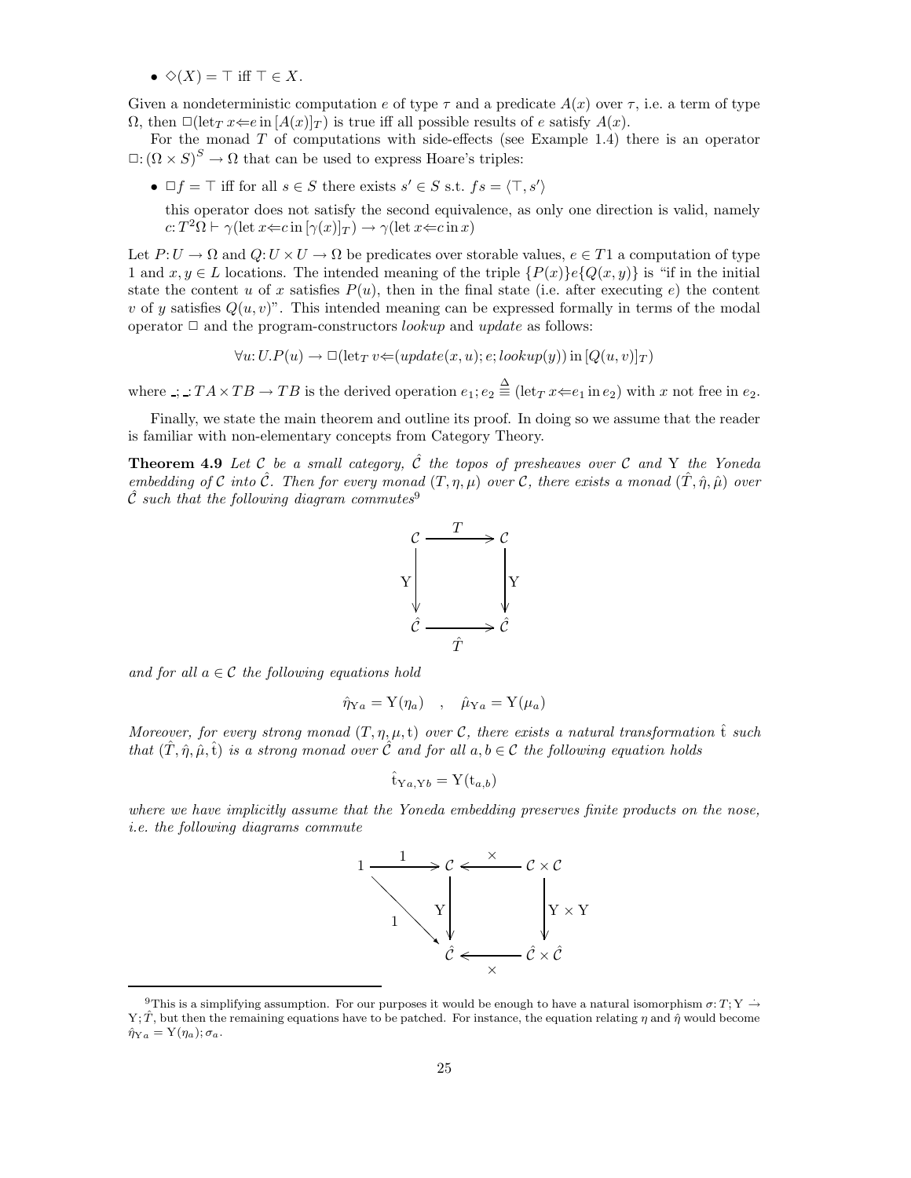- $\diamond(X) = \top$ iff $\top \in X$.

Given a nondeterministic computation $e$ of type $\tau$ and a predicate $A(x)$ over $\tau$, i.e. a term of type $\Omega$, then $\Box(\text{let}_T\, x{\Leftarrow}e \,\text{in}\, [A(x)]_T)$ is true iff all possible results of $e$ satisfy $A(x)$.

For the monad $T$ of computations with side-effects (see Example 1.4) there is an operator $\Box: (\Omega \times S)^S \to \Omega$ that can be used to express Hoare's triples:

- $\Box f = \top$ iff for all $s \in S$ there exists $s' \in S$ s.t. $fs = \langle \top, s' \rangle$

  this operator does not satisfy the second equivalence, as only one direction is valid, namely $c{:}\, T^2\Omega \vdash \gamma(\text{let}\, x{\Leftarrow}c \,\text{in}\, [\gamma(x)]_T) \to \gamma(\text{let}\, x{\Leftarrow}c \,\text{in}\, x)$

Let $P{:}\, U \to \Omega$ and $Q{:}\, U \times U \to \Omega$ be predicates over storable values, $e \in T1$ a computation of type 1 and $x, y \in L$ locations. The intended meaning of the triple $\{P(x)\}e\{Q(x, y)\}$ is "if in the initial state the content $u$ of $x$ satisfies $P(u)$, then in the final state (i.e. after executing $e$) the content $v$ of $y$ satisfies $Q(u, v)$". This intended meaning can be expressed formally in terms of the modal operator $\Box$ and the program-constructors *lookup* and *update* as follows:

$$\forall u{:}\, U.P(u) \to \Box(\text{let}_T\, v{\Leftarrow}(update(x, u); e; lookup(y)) \,\text{in}\, [Q(u, v)]_T)$$

where $\_;\_ : TA \times TB \to TB$ is the derived operation $e_1; e_2 \stackrel{\Delta}{\equiv} (\text{let}_T\, x{\Leftarrow}e_1 \,\text{in}\, e_2)$ with $x$ not free in $e_2$.

Finally, we state the main theorem and outline its proof. In doing so we assume that the reader is familiar with non-elementary concepts from Category Theory.

**Theorem 4.9** *Let $\mathcal{C}$ be a small category, $\hat{\mathcal{C}}$ the topos of presheaves over $\mathcal{C}$ and $\mathrm{Y}$ the Yoneda embedding of $\mathcal{C}$ into $\hat{\mathcal{C}}$. Then for every monad $(T, \eta, \mu)$ over $\mathcal{C}$, there exists a monad $(\hat{T}, \hat{\eta}, \hat{\mu})$ over $\hat{\mathcal{C}}$ such that the following diagram commutes*[9]

$$\begin{array}{ccc} \mathcal{C} & \xrightarrow{T} & \mathcal{C} \\ {\scriptstyle \mathrm{Y}}\downarrow & & \downarrow{\scriptstyle \mathrm{Y}} \\ \hat{\mathcal{C}} & \xrightarrow[\hat{T}]{} & \hat{\mathcal{C}} \end{array}$$

*and for all $a \in \mathcal{C}$ the following equations hold*

$$\hat{\eta}_{\mathrm{Y}a} = \mathrm{Y}(\eta_a) \quad , \quad \hat{\mu}_{\mathrm{Y}a} = \mathrm{Y}(\mu_a)$$

*Moreover, for every strong monad $(T, \eta, \mu, \mathrm{t})$ over $\mathcal{C}$, there exists a natural transformation $\hat{\mathrm{t}}$ such that $(\hat{T}, \hat{\eta}, \hat{\mu}, \hat{\mathrm{t}})$ is a strong monad over $\hat{\mathcal{C}}$ and for all $a, b \in \mathcal{C}$ the following equation holds*

$$\hat{\mathrm{t}}_{\mathrm{Y}a, \mathrm{Y}b} = \mathrm{Y}(\mathrm{t}_{a,b})$$

*where we have implicitly assume that the Yoneda embedding preserves finite products on the nose, i.e. the following diagrams commute*

$$\begin{array}{ccccc} 1 & \xrightarrow{1} & \mathcal{C} & \xleftarrow{\times} & \mathcal{C} \times \mathcal{C} \\ & {\scriptstyle 1}\searrow & {\scriptstyle \mathrm{Y}}\downarrow & & \downarrow{\scriptstyle \mathrm{Y} \times \mathrm{Y}} \\ & & \hat{\mathcal{C}} & \xleftarrow[\times]{} & \hat{\mathcal{C}} \times \hat{\mathcal{C}} \end{array}$$

---

[9] This is a simplifying assumption. For our purposes it would be enough to have a natural isomorphism $\sigma{:}\, T; \mathrm{Y} \stackrel{\cdot}{\to} \mathrm{Y}; \hat{T}$, but then the remaining equations have to be patched. For instance, the equation relating $\eta$ and $\hat{\eta}$ would become $\hat{\eta}_{\mathrm{Y}a} = \mathrm{Y}(\eta_a); \sigma_a$.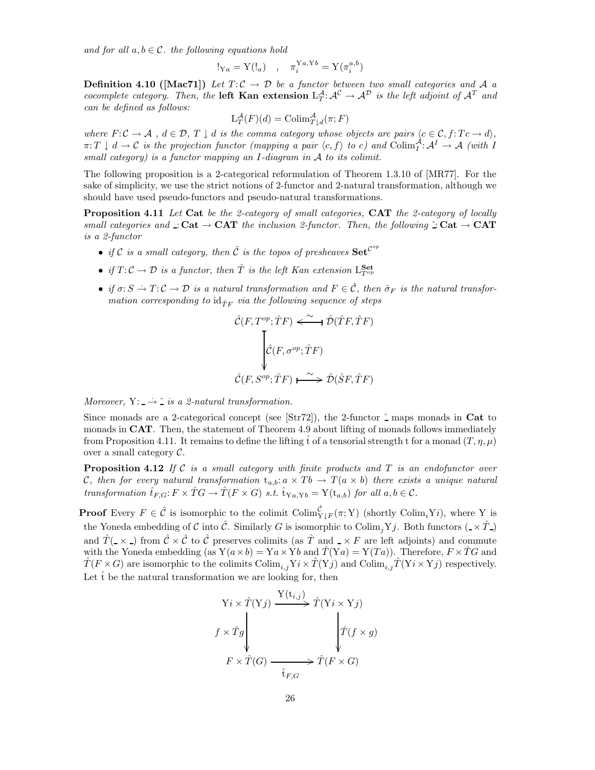*and for all $a, b \in \mathcal{C}$. the following equations hold*

$$!_{\mathrm{Y}a} = \mathrm{Y}(!_a) \quad , \quad \pi_i^{\mathrm{Y}a,\mathrm{Y}b} = \mathrm{Y}(\pi_i^{a,b})$$

**Definition 4.10 ([Mac71])** *Let $T: \mathcal{C} \to \mathcal{D}$ be a functor between two small categories and $\mathcal{A}$ a cocomplete category. Then, the* **left Kan extension** $\mathrm{L}_T^{\mathcal{A}}: \mathcal{A}^{\mathcal{C}} \to \mathcal{A}^{\mathcal{D}}$ *is the left adjoint of $\mathcal{A}^T$ and can be defined as follows:*

$$\mathrm{L}_T^{\mathcal{A}}(F)(d) = \mathrm{Colim}^{\mathcal{A}}_{T\downarrow d}(\pi; F)$$

*where $F: \mathcal{C} \to \mathcal{A}$ , $d \in \mathcal{D}$, $T \downarrow d$ is the comma category whose objects are pairs $\langle c \in \mathcal{C}, f: Tc \to d\rangle$, $\pi: T \downarrow d \to \mathcal{C}$ is the projection functor (mapping a pair $\langle c, f\rangle$ to $c$) and $\mathrm{Colim}^{\mathcal{A}}_I: \mathcal{A}^I \to \mathcal{A}$ (with $I$ small category) is a functor mapping an $I$-diagram in $\mathcal{A}$ to its colimit.*

The following proposition is a 2-categorical reformulation of Theorem 1.3.10 of [MR77]. For the sake of simplicity, we use the strict notions of 2-functor and 2-natural transformation, although we should have used pseudo-functors and pseudo-natural transformations.

**Proposition 4.11** *Let* **Cat** *be the 2-category of small categories,* **CAT** *the 2-category of locally small categories and $\_: \mathbf{Cat} \to \mathbf{CAT}$ the inclusion 2-functor. Then, the following $\hat{\_}: \mathbf{Cat} \to \mathbf{CAT}$ is a 2-functor*

- *if $\mathcal{C}$ is a small category, then $\hat{\mathcal{C}}$ is the topos of presheaves $\mathbf{Set}^{\mathcal{C}^{op}}$*
- *if $T: \mathcal{C} \to \mathcal{D}$ is a functor, then $\hat{T}$ is the left Kan extension $\mathrm{L}^{\mathbf{Set}}_{T^{op}}$*
- *if $\sigma: S \dot{\to} T: \mathcal{C} \to \mathcal{D}$ is a natural transformation and $F \in \hat{\mathcal{C}}$, then $\hat{\sigma}_F$ is the natural transformation corresponding to $\mathrm{id}_{\hat{T}F}$ via the following sequence of steps*

$$\begin{array}{ccc}
\hat{\mathcal{C}}(F, T^{op}; \hat{T}F) & \xleftarrow{\ \sim\ } & \hat{\mathcal{D}}(\hat{T}F, \hat{T}F) \\
\Big\downarrow {\scriptstyle \hat{\mathcal{C}}(F, \sigma^{op}; \hat{T}F)} & & \\
\hat{\mathcal{C}}(F, S^{op}; \hat{T}F) & \xrightarrow{\ \sim\ } & \hat{\mathcal{D}}(\hat{S}F, \hat{T}F)
\end{array}$$

*Moreover, $\mathrm{Y}: \_ \dot{\to} \hat{\_}$ is a 2-natural transformation.*

Since monads are a 2-categorical concept (see [Str72]), the 2-functor $\hat{\_}$ maps monads in **Cat** to monads in **CAT**. Then, the statement of Theorem 4.9 about lifting of monads follows immediately from Proposition 4.11. It remains to define the lifting $\hat{\mathrm{t}}$ of a tensorial strength t for a monad $(T, \eta, \mu)$ over a small category $\mathcal{C}$.

**Proposition 4.12** *If $\mathcal{C}$ is a small category with finite products and $T$ is an endofunctor over $\mathcal{C}$, then for every natural transformation $\mathrm{t}_{a,b}: a \times Tb \to T(a \times b)$ there exists a unique natural transformation $\hat{\mathrm{t}}_{F,G}: F \times \hat{T}G \to \hat{T}(F \times G)$ s.t. $\hat{\mathrm{t}}_{\mathrm{Y}a,\mathrm{Y}b} = \mathrm{Y}(\mathrm{t}_{a,b})$ for all $a, b \in \mathcal{C}$.*

**Proof** Every $F \in \hat{\mathcal{C}}$ is isomorphic to the colimit $\mathrm{Colim}^{\hat{\mathcal{C}}}_{\mathrm{Y}\downarrow F}(\pi; \mathrm{Y})$ (shortly $\mathrm{Colim}_i \mathrm{Y}i$), where Y is the Yoneda embedding of $\mathcal{C}$ into $\hat{\mathcal{C}}$. Similarly $G$ is isomorphic to $\mathrm{Colim}_j \mathrm{Y}j$. Both functors $(\_ \times \hat{T}\_)$ and $\hat{T}(\_ \times \_)$ from $\hat{\mathcal{C}} \times \hat{\mathcal{C}}$ to $\hat{\mathcal{C}}$ preserves colimits (as $\hat{T}$ and $\_ \times F$ are left adjoints) and commute with the Yoneda embedding (as $\mathrm{Y}(a \times b) = \mathrm{Y}a \times \mathrm{Y}b$ and $\hat{T}(\mathrm{Y}a) = \mathrm{Y}(Ta)$). Therefore, $F \times \hat{T}G$ and $\hat{T}(F \times G)$ are isomorphic to the colimits $\mathrm{Colim}_{i,j} \mathrm{Y}i \times \hat{T}(\mathrm{Y}j)$ and $\mathrm{Colim}_{i,j} \hat{T}(\mathrm{Y}i \times \mathrm{Y}j)$ respectively. Let $\hat{\mathrm{t}}$ be the natural transformation we are looking for, then

$$\begin{array}{ccc}
\mathrm{Y}i \times \hat{T}(\mathrm{Y}j) & \xrightarrow{\ \mathrm{Y}(\mathrm{t}_{i,j})\ } & \hat{T}(\mathrm{Y}i \times \mathrm{Y}j) \\
{\scriptstyle f \times \hat{T}g} \Big\downarrow & & \Big\downarrow {\scriptstyle \hat{T}(f \times g)} \\
F \times \hat{T}(G) & \xrightarrow[\ \hat{\mathrm{t}}_{F,G}\ ]{} & \hat{T}(F \times G)
\end{array}$$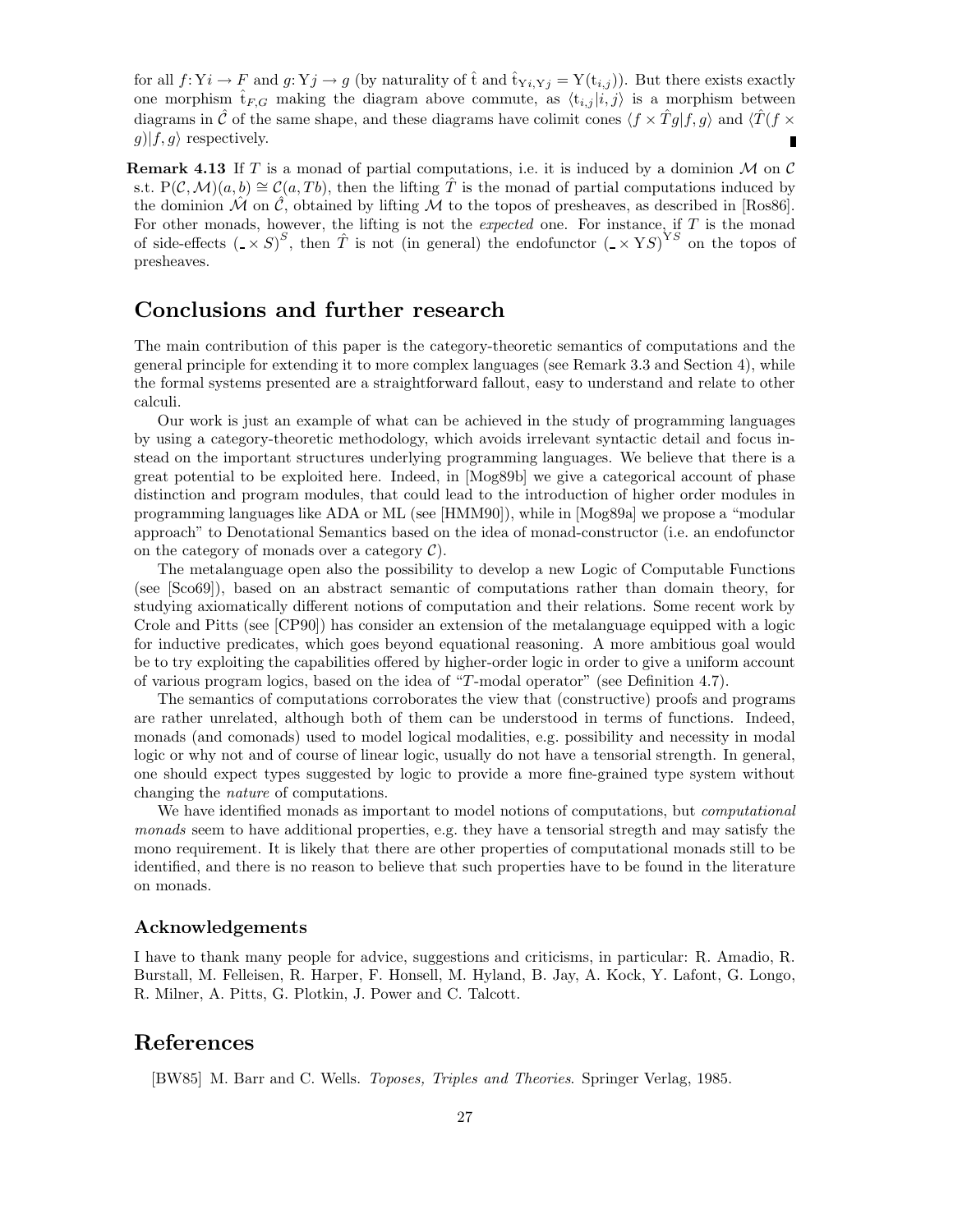for all $f: \mathrm{Y}i \to F$ and $g: \mathrm{Y}j \to g$ (by naturality of $\hat{\mathrm{t}}$ and $\hat{\mathrm{t}}_{\mathrm{Y}i,\mathrm{Y}j} = \mathrm{Y}(\mathrm{t}_{i,j})$). But there exists exactly one morphism $\hat{\mathrm{t}}_{F,G}$ making the diagram above commute, as $\langle \mathrm{t}_{i,j} | i, j\rangle$ is a morphism between diagrams in $\hat{\mathcal{C}}$ of the same shape, and these diagrams have colimit cones $\langle f \times \hat{T}g | f, g\rangle$ and $\langle \hat{T}(f \times g) | f, g\rangle$ respectively. ∎

**Remark 4.13** If $T$ is a monad of partial computations, i.e. it is induced by a dominion $\mathcal{M}$ on $\mathcal{C}$ s.t. $\mathrm{P}(\mathcal{C}, \mathcal{M})(a, b) \cong \mathcal{C}(a, Tb)$, then the lifting $\hat{T}$ is the monad of partial computations induced by the dominion $\hat{\mathcal{M}}$ on $\hat{\mathcal{C}}$, obtained by lifting $\mathcal{M}$ to the topos of presheaves, as described in [Ros86]. For other monads, however, the lifting is not the *expected* one. For instance, if $T$ is the monad of side-effects $(\_ \times S)^S$, then $\hat{T}$ is not (in general) the endofunctor $(\_ \times \mathrm{Y}S)^{\mathrm{Y}S}$ on the topos of presheaves.

# Conclusions and further research

The main contribution of this paper is the category-theoretic semantics of computations and the general principle for extending it to more complex languages (see Remark 3.3 and Section 4), while the formal systems presented are a straightforward fallout, easy to understand and relate to other calculi.

Our work is just an example of what can be achieved in the study of programming languages by using a category-theoretic methodology, which avoids irrelevant syntactic detail and focus instead on the important structures underlying programming languages. We believe that there is a great potential to be exploited here. Indeed, in [Mog89b] we give a categorical account of phase distinction and program modules, that could lead to the introduction of higher order modules in programming languages like ADA or ML (see [HMM90]), while in [Mog89a] we propose a "modular approach" to Denotational Semantics based on the idea of monad-constructor (i.e. an endofunctor on the category of monads over a category $\mathcal{C}$).

The metalanguage open also the possibility to develop a new Logic of Computable Functions (see [Sco69]), based on an abstract semantic of computations rather than domain theory, for studying axiomatically different notions of computation and their relations. Some recent work by Crole and Pitts (see [CP90]) has consider an extension of the metalanguage equipped with a logic for inductive predicates, which goes beyond equational reasoning. A more ambitious goal would be to try exploiting the capabilities offered by higher-order logic in order to give a uniform account of various program logics, based on the idea of "$T$-modal operator" (see Definition 4.7).

The semantics of computations corroborates the view that (constructive) proofs and programs are rather unrelated, although both of them can be understood in terms of functions. Indeed, monads (and comonads) used to model logical modalities, e.g. possibility and necessity in modal logic or why not and of course of linear logic, usually do not have a tensorial strength. In general, one should expect types suggested by logic to provide a more fine-grained type system without changing the *nature* of computations.

We have identified monads as important to model notions of computations, but *computational monads* seem to have additional properties, e.g. they have a tensorial stregth and may satisfy the mono requirement. It is likely that there are other properties of computational monads still to be identified, and there is no reason to believe that such properties have to be found in the literature on monads.

## Acknowledgements

I have to thank many people for advice, suggestions and criticisms, in particular: R. Amadio, R. Burstall, M. Felleisen, R. Harper, F. Honsell, M. Hyland, B. Jay, A. Kock, Y. Lafont, G. Longo, R. Milner, A. Pitts, G. Plotkin, J. Power and C. Talcott.

# References

[BW85] M. Barr and C. Wells. *Toposes, Triples and Theories*. Springer Verlag, 1985.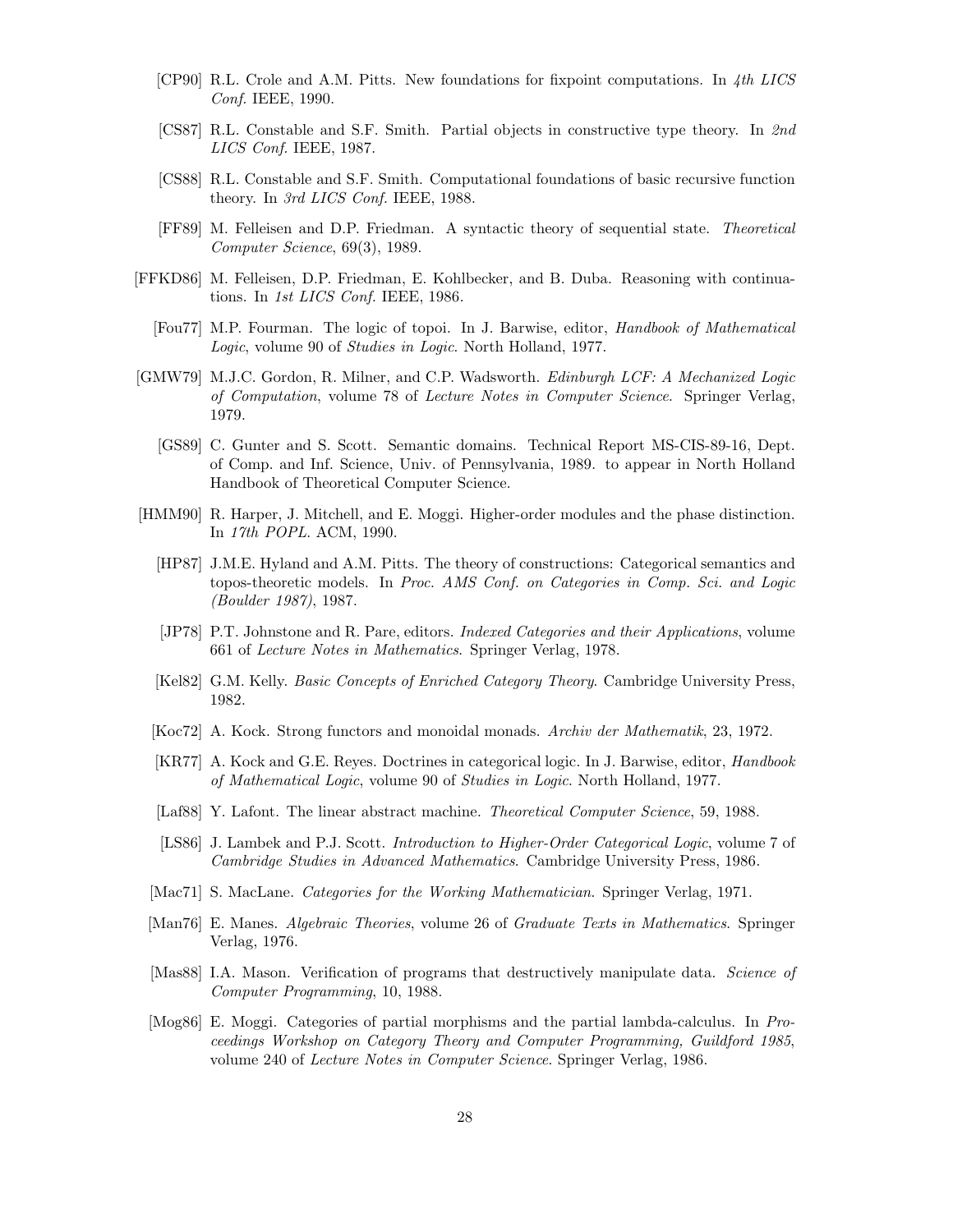[CP90] R.L. Crole and A.M. Pitts. New foundations for fixpoint computations. In *4th LICS Conf.* IEEE, 1990.

[CS87] R.L. Constable and S.F. Smith. Partial objects in constructive type theory. In *2nd LICS Conf.* IEEE, 1987.

[CS88] R.L. Constable and S.F. Smith. Computational foundations of basic recursive function theory. In *3rd LICS Conf.* IEEE, 1988.

[FF89] M. Felleisen and D.P. Friedman. A syntactic theory of sequential state. *Theoretical Computer Science*, 69(3), 1989.

[FFKD86] M. Felleisen, D.P. Friedman, E. Kohlbecker, and B. Duba. Reasoning with continuations. In *1st LICS Conf.* IEEE, 1986.

[Fou77] M.P. Fourman. The logic of topoi. In J. Barwise, editor, *Handbook of Mathematical Logic*, volume 90 of *Studies in Logic*. North Holland, 1977.

[GMW79] M.J.C. Gordon, R. Milner, and C.P. Wadsworth. *Edinburgh LCF: A Mechanized Logic of Computation*, volume 78 of *Lecture Notes in Computer Science*. Springer Verlag, 1979.

[GS89] C. Gunter and S. Scott. Semantic domains. Technical Report MS-CIS-89-16, Dept. of Comp. and Inf. Science, Univ. of Pennsylvania, 1989. to appear in North Holland Handbook of Theoretical Computer Science.

[HMM90] R. Harper, J. Mitchell, and E. Moggi. Higher-order modules and the phase distinction. In *17th POPL*. ACM, 1990.

[HP87] J.M.E. Hyland and A.M. Pitts. The theory of constructions: Categorical semantics and topos-theoretic models. In *Proc. AMS Conf. on Categories in Comp. Sci. and Logic (Boulder 1987)*, 1987.

[JP78] P.T. Johnstone and R. Pare, editors. *Indexed Categories and their Applications*, volume 661 of *Lecture Notes in Mathematics*. Springer Verlag, 1978.

[Kel82] G.M. Kelly. *Basic Concepts of Enriched Category Theory*. Cambridge University Press, 1982.

[Koc72] A. Kock. Strong functors and monoidal monads. *Archiv der Mathematik*, 23, 1972.

[KR77] A. Kock and G.E. Reyes. Doctrines in categorical logic. In J. Barwise, editor, *Handbook of Mathematical Logic*, volume 90 of *Studies in Logic*. North Holland, 1977.

[Laf88] Y. Lafont. The linear abstract machine. *Theoretical Computer Science*, 59, 1988.

[LS86] J. Lambek and P.J. Scott. *Introduction to Higher-Order Categorical Logic*, volume 7 of *Cambridge Studies in Advanced Mathematics*. Cambridge University Press, 1986.

[Mac71] S. MacLane. *Categories for the Working Mathematician*. Springer Verlag, 1971.

[Man76] E. Manes. *Algebraic Theories*, volume 26 of *Graduate Texts in Mathematics*. Springer Verlag, 1976.

[Mas88] I.A. Mason. Verification of programs that destructively manipulate data. *Science of Computer Programming*, 10, 1988.

[Mog86] E. Moggi. Categories of partial morphisms and the partial lambda-calculus. In *Proceedings Workshop on Category Theory and Computer Programming, Guildford 1985*, volume 240 of *Lecture Notes in Computer Science*. Springer Verlag, 1986.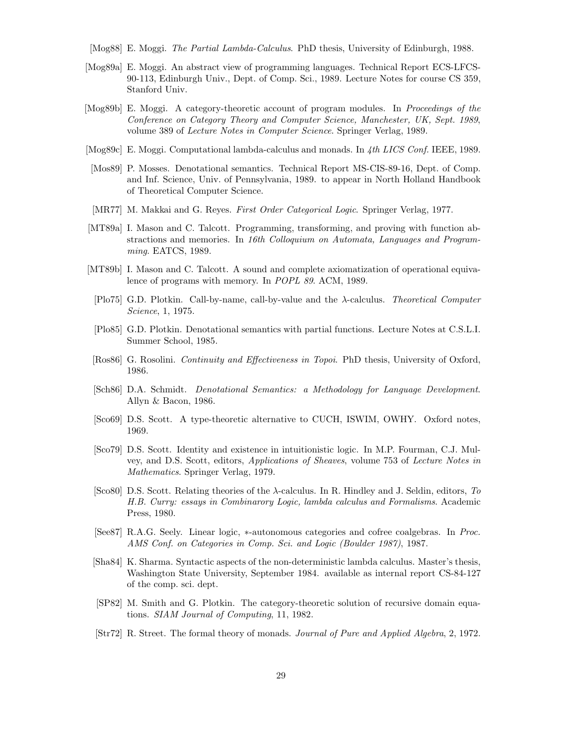[Mog88] E. Moggi. *The Partial Lambda-Calculus*. PhD thesis, University of Edinburgh, 1988.

[Mog89a] E. Moggi. An abstract view of programming languages. Technical Report ECS-LFCS-90-113, Edinburgh Univ., Dept. of Comp. Sci., 1989. Lecture Notes for course CS 359, Stanford Univ.

[Mog89b] E. Moggi. A category-theoretic account of program modules. In *Proceedings of the Conference on Category Theory and Computer Science, Manchester, UK, Sept. 1989*, volume 389 of *Lecture Notes in Computer Science*. Springer Verlag, 1989.

[Mog89c] E. Moggi. Computational lambda-calculus and monads. In *4th LICS Conf.* IEEE, 1989.

[Mos89] P. Mosses. Denotational semantics. Technical Report MS-CIS-89-16, Dept. of Comp. and Inf. Science, Univ. of Pennsylvania, 1989. to appear in North Holland Handbook of Theoretical Computer Science.

[MR77] M. Makkai and G. Reyes. *First Order Categorical Logic*. Springer Verlag, 1977.

[MT89a] I. Mason and C. Talcott. Programming, transforming, and proving with function abstractions and memories. In *16th Colloquium on Automata, Languages and Programming*. EATCS, 1989.

[MT89b] I. Mason and C. Talcott. A sound and complete axiomatization of operational equivalence of programs with memory. In *POPL 89*. ACM, 1989.

[Plo75] G.D. Plotkin. Call-by-name, call-by-value and the $\lambda$-calculus. *Theoretical Computer Science*, 1, 1975.

[Plo85] G.D. Plotkin. Denotational semantics with partial functions. Lecture Notes at C.S.L.I. Summer School, 1985.

[Ros86] G. Rosolini. *Continuity and Effectiveness in Topoi*. PhD thesis, University of Oxford, 1986.

[Sch86] D.A. Schmidt. *Denotational Semantics: a Methodology for Language Development*. Allyn & Bacon, 1986.

[Sco69] D.S. Scott. A type-theoretic alternative to CUCH, ISWIM, OWHY. Oxford notes, 1969.

[Sco79] D.S. Scott. Identity and existence in intuitionistic logic. In M.P. Fourman, C.J. Mulvey, and D.S. Scott, editors, *Applications of Sheaves*, volume 753 of *Lecture Notes in Mathematics*. Springer Verlag, 1979.

[Sco80] D.S. Scott. Relating theories of the $\lambda$-calculus. In R. Hindley and J. Seldin, editors, *To H.B. Curry: essays in Combinarory Logic, lambda calculus and Formalisms*. Academic Press, 1980.

[See87] R.A.G. Seely. Linear logic, $*$-autonomous categories and cofree coalgebras. In *Proc. AMS Conf. on Categories in Comp. Sci. and Logic (Boulder 1987)*, 1987.

[Sha84] K. Sharma. Syntactic aspects of the non-deterministic lambda calculus. Master's thesis, Washington State University, September 1984. available as internal report CS-84-127 of the comp. sci. dept.

[SP82] M. Smith and G. Plotkin. The category-theoretic solution of recursive domain equations. *SIAM Journal of Computing*, 11, 1982.

[Str72] R. Street. The formal theory of monads. *Journal of Pure and Applied Algebra*, 2, 1972.